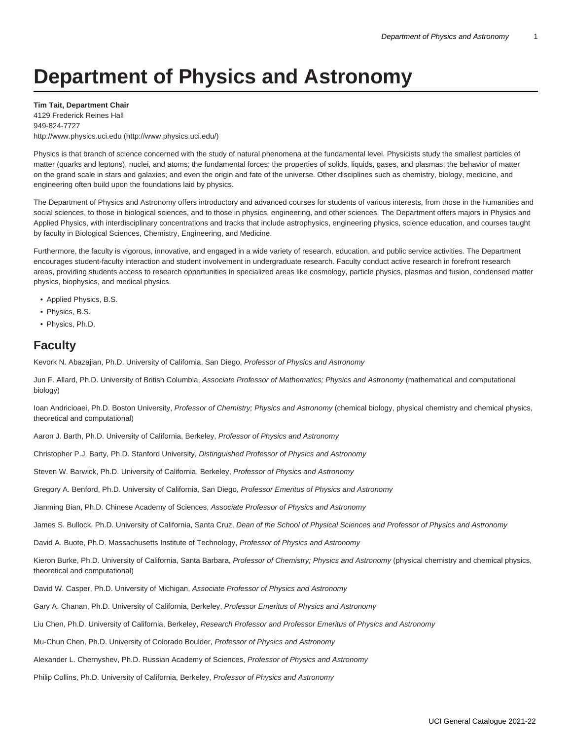# Department of Physics and Astronomy

**Tim Tait, Department Chair**
4129 Frederick Reines Hall
949-824-7727
http://www.physics.uci.edu (http://www.physics.uci.edu/)

Physics is that branch of science concerned with the study of natural phenomena at the fundamental level. Physicists study the smallest particles of matter (quarks and leptons), nuclei, and atoms; the fundamental forces; the properties of solids, liquids, gases, and plasmas; the behavior of matter on the grand scale in stars and galaxies; and even the origin and fate of the universe. Other disciplines such as chemistry, biology, medicine, and engineering often build upon the foundations laid by physics.

The Department of Physics and Astronomy offers introductory and advanced courses for students of various interests, from those in the humanities and social sciences, to those in biological sciences, and to those in physics, engineering, and other sciences. The Department offers majors in Physics and Applied Physics, with interdisciplinary concentrations and tracks that include astrophysics, engineering physics, science education, and courses taught by faculty in Biological Sciences, Chemistry, Engineering, and Medicine.

Furthermore, the faculty is vigorous, innovative, and engaged in a wide variety of research, education, and public service activities. The Department encourages student-faculty interaction and student involvement in undergraduate research. Faculty conduct active research in forefront research areas, providing students access to research opportunities in specialized areas like cosmology, particle physics, plasmas and fusion, condensed matter physics, biophysics, and medical physics.

- Applied Physics, B.S.
- Physics, B.S.
- Physics, Ph.D.

## Faculty

Kevork N. Abazajian, Ph.D. University of California, San Diego, *Professor of Physics and Astronomy*

Jun F. Allard, Ph.D. University of British Columbia, *Associate Professor of Mathematics; Physics and Astronomy* (mathematical and computational biology)

Ioan Andricioaei, Ph.D. Boston University, *Professor of Chemistry; Physics and Astronomy* (chemical biology, physical chemistry and chemical physics, theoretical and computational)

Aaron J. Barth, Ph.D. University of California, Berkeley, *Professor of Physics and Astronomy*

Christopher P.J. Barty, Ph.D. Stanford University, *Distinguished Professor of Physics and Astronomy*

Steven W. Barwick, Ph.D. University of California, Berkeley, *Professor of Physics and Astronomy*

Gregory A. Benford, Ph.D. University of California, San Diego, *Professor Emeritus of Physics and Astronomy*

Jianming Bian, Ph.D. Chinese Academy of Sciences, *Associate Professor of Physics and Astronomy*

James S. Bullock, Ph.D. University of California, Santa Cruz, *Dean of the School of Physical Sciences and Professor of Physics and Astronomy*

David A. Buote, Ph.D. Massachusetts Institute of Technology, *Professor of Physics and Astronomy*

Kieron Burke, Ph.D. University of California, Santa Barbara, *Professor of Chemistry; Physics and Astronomy* (physical chemistry and chemical physics, theoretical and computational)

David W. Casper, Ph.D. University of Michigan, *Associate Professor of Physics and Astronomy*

Gary A. Chanan, Ph.D. University of California, Berkeley, *Professor Emeritus of Physics and Astronomy*

Liu Chen, Ph.D. University of California, Berkeley, *Research Professor and Professor Emeritus of Physics and Astronomy*

Mu-Chun Chen, Ph.D. University of Colorado Boulder, *Professor of Physics and Astronomy*

Alexander L. Chernyshev, Ph.D. Russian Academy of Sciences, *Professor of Physics and Astronomy*

Philip Collins, Ph.D. University of California, Berkeley, *Professor of Physics and Astronomy*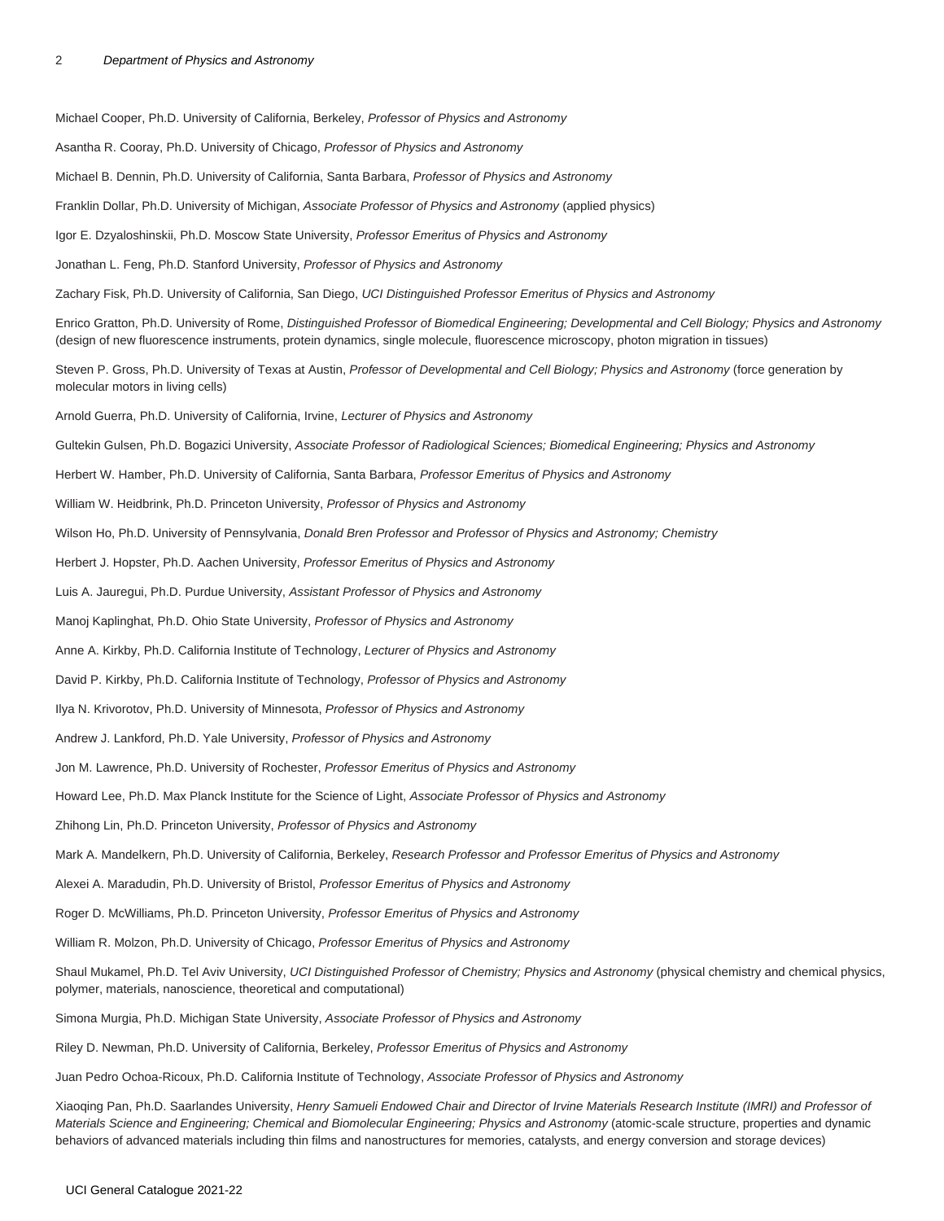Michael Cooper, Ph.D. University of California, Berkeley, *Professor of Physics and Astronomy*

Asantha R. Cooray, Ph.D. University of Chicago, *Professor of Physics and Astronomy*

Michael B. Dennin, Ph.D. University of California, Santa Barbara, *Professor of Physics and Astronomy*

Franklin Dollar, Ph.D. University of Michigan, *Associate Professor of Physics and Astronomy* (applied physics)

Igor E. Dzyaloshinskii, Ph.D. Moscow State University, *Professor Emeritus of Physics and Astronomy*

Jonathan L. Feng, Ph.D. Stanford University, *Professor of Physics and Astronomy*

Zachary Fisk, Ph.D. University of California, San Diego, *UCI Distinguished Professor Emeritus of Physics and Astronomy*

Enrico Gratton, Ph.D. University of Rome, *Distinguished Professor of Biomedical Engineering; Developmental and Cell Biology; Physics and Astronomy* (design of new fluorescence instruments, protein dynamics, single molecule, fluorescence microscopy, photon migration in tissues)

Steven P. Gross, Ph.D. University of Texas at Austin, *Professor of Developmental and Cell Biology; Physics and Astronomy* (force generation by molecular motors in living cells)

Arnold Guerra, Ph.D. University of California, Irvine, *Lecturer of Physics and Astronomy*

Gultekin Gulsen, Ph.D. Bogazici University, *Associate Professor of Radiological Sciences; Biomedical Engineering; Physics and Astronomy*

Herbert W. Hamber, Ph.D. University of California, Santa Barbara, *Professor Emeritus of Physics and Astronomy*

William W. Heidbrink, Ph.D. Princeton University, *Professor of Physics and Astronomy*

Wilson Ho, Ph.D. University of Pennsylvania, *Donald Bren Professor and Professor of Physics and Astronomy; Chemistry*

Herbert J. Hopster, Ph.D. Aachen University, *Professor Emeritus of Physics and Astronomy*

Luis A. Jauregui, Ph.D. Purdue University, *Assistant Professor of Physics and Astronomy*

Manoj Kaplinghat, Ph.D. Ohio State University, *Professor of Physics and Astronomy*

Anne A. Kirkby, Ph.D. California Institute of Technology, *Lecturer of Physics and Astronomy*

David P. Kirkby, Ph.D. California Institute of Technology, *Professor of Physics and Astronomy*

Ilya N. Krivorotov, Ph.D. University of Minnesota, *Professor of Physics and Astronomy*

Andrew J. Lankford, Ph.D. Yale University, *Professor of Physics and Astronomy*

Jon M. Lawrence, Ph.D. University of Rochester, *Professor Emeritus of Physics and Astronomy*

Howard Lee, Ph.D. Max Planck Institute for the Science of Light, *Associate Professor of Physics and Astronomy*

Zhihong Lin, Ph.D. Princeton University, *Professor of Physics and Astronomy*

Mark A. Mandelkern, Ph.D. University of California, Berkeley, *Research Professor and Professor Emeritus of Physics and Astronomy*

Alexei A. Maradudin, Ph.D. University of Bristol, *Professor Emeritus of Physics and Astronomy*

Roger D. McWilliams, Ph.D. Princeton University, *Professor Emeritus of Physics and Astronomy*

William R. Molzon, Ph.D. University of Chicago, *Professor Emeritus of Physics and Astronomy*

Shaul Mukamel, Ph.D. Tel Aviv University, *UCI Distinguished Professor of Chemistry; Physics and Astronomy* (physical chemistry and chemical physics, polymer, materials, nanoscience, theoretical and computational)

Simona Murgia, Ph.D. Michigan State University, *Associate Professor of Physics and Astronomy*

Riley D. Newman, Ph.D. University of California, Berkeley, *Professor Emeritus of Physics and Astronomy*

Juan Pedro Ochoa-Ricoux, Ph.D. California Institute of Technology, *Associate Professor of Physics and Astronomy*

Xiaoqing Pan, Ph.D. Saarlandes University, *Henry Samueli Endowed Chair and Director of Irvine Materials Research Institute (IMRI) and Professor of Materials Science and Engineering; Chemical and Biomolecular Engineering; Physics and Astronomy* (atomic-scale structure, properties and dynamic behaviors of advanced materials including thin films and nanostructures for memories, catalysts, and energy conversion and storage devices)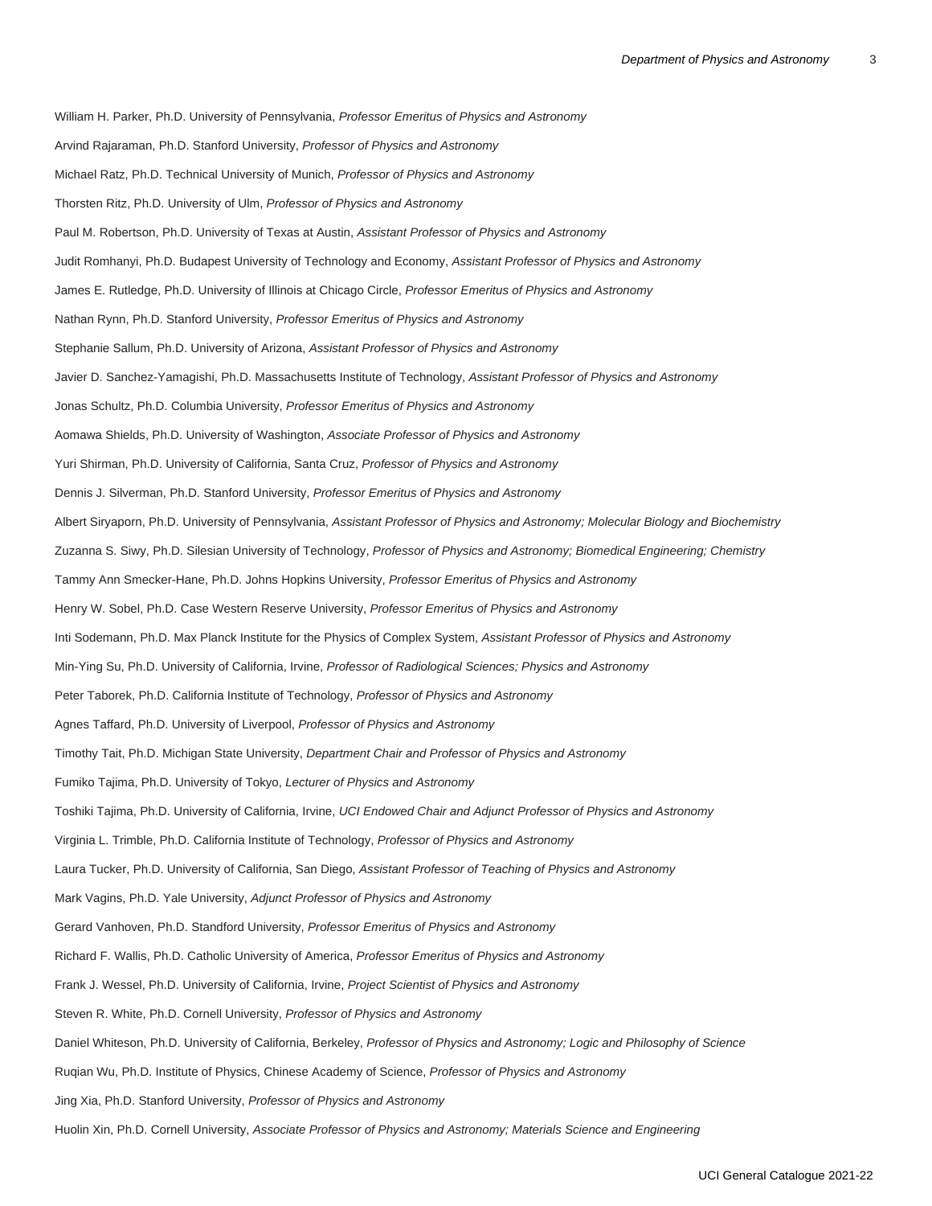William H. Parker, Ph.D. University of Pennsylvania, *Professor Emeritus of Physics and Astronomy*

Arvind Rajaraman, Ph.D. Stanford University, *Professor of Physics and Astronomy*

Michael Ratz, Ph.D. Technical University of Munich, *Professor of Physics and Astronomy*

Thorsten Ritz, Ph.D. University of Ulm, *Professor of Physics and Astronomy*

Paul M. Robertson, Ph.D. University of Texas at Austin, *Assistant Professor of Physics and Astronomy*

Judit Romhanyi, Ph.D. Budapest University of Technology and Economy, *Assistant Professor of Physics and Astronomy*

James E. Rutledge, Ph.D. University of Illinois at Chicago Circle, *Professor Emeritus of Physics and Astronomy*

Nathan Rynn, Ph.D. Stanford University, *Professor Emeritus of Physics and Astronomy*

Stephanie Sallum, Ph.D. University of Arizona, *Assistant Professor of Physics and Astronomy*

Javier D. Sanchez-Yamagishi, Ph.D. Massachusetts Institute of Technology, *Assistant Professor of Physics and Astronomy*

Jonas Schultz, Ph.D. Columbia University, *Professor Emeritus of Physics and Astronomy*

Aomawa Shields, Ph.D. University of Washington, *Associate Professor of Physics and Astronomy*

Yuri Shirman, Ph.D. University of California, Santa Cruz, *Professor of Physics and Astronomy*

Dennis J. Silverman, Ph.D. Stanford University, *Professor Emeritus of Physics and Astronomy*

Albert Siryaporn, Ph.D. University of Pennsylvania, *Assistant Professor of Physics and Astronomy; Molecular Biology and Biochemistry*

Zuzanna S. Siwy, Ph.D. Silesian University of Technology, *Professor of Physics and Astronomy; Biomedical Engineering; Chemistry*

Tammy Ann Smecker-Hane, Ph.D. Johns Hopkins University, *Professor Emeritus of Physics and Astronomy*

Henry W. Sobel, Ph.D. Case Western Reserve University, *Professor Emeritus of Physics and Astronomy*

Inti Sodemann, Ph.D. Max Planck Institute for the Physics of Complex System, *Assistant Professor of Physics and Astronomy*

Min-Ying Su, Ph.D. University of California, Irvine, *Professor of Radiological Sciences; Physics and Astronomy*

Peter Taborek, Ph.D. California Institute of Technology, *Professor of Physics and Astronomy*

Agnes Taffard, Ph.D. University of Liverpool, *Professor of Physics and Astronomy*

Timothy Tait, Ph.D. Michigan State University, *Department Chair and Professor of Physics and Astronomy*

Fumiko Tajima, Ph.D. University of Tokyo, *Lecturer of Physics and Astronomy*

Toshiki Tajima, Ph.D. University of California, Irvine, *UCI Endowed Chair and Adjunct Professor of Physics and Astronomy*

Virginia L. Trimble, Ph.D. California Institute of Technology, *Professor of Physics and Astronomy*

Laura Tucker, Ph.D. University of California, San Diego, *Assistant Professor of Teaching of Physics and Astronomy*

Mark Vagins, Ph.D. Yale University, *Adjunct Professor of Physics and Astronomy*

Gerard Vanhoven, Ph.D. Standford University, *Professor Emeritus of Physics and Astronomy*

Richard F. Wallis, Ph.D. Catholic University of America, *Professor Emeritus of Physics and Astronomy*

Frank J. Wessel, Ph.D. University of California, Irvine, *Project Scientist of Physics and Astronomy*

Steven R. White, Ph.D. Cornell University, *Professor of Physics and Astronomy*

Daniel Whiteson, Ph.D. University of California, Berkeley, *Professor of Physics and Astronomy; Logic and Philosophy of Science*

Ruqian Wu, Ph.D. Institute of Physics, Chinese Academy of Science, *Professor of Physics and Astronomy*

Jing Xia, Ph.D. Stanford University, *Professor of Physics and Astronomy*

Huolin Xin, Ph.D. Cornell University, *Associate Professor of Physics and Astronomy; Materials Science and Engineering*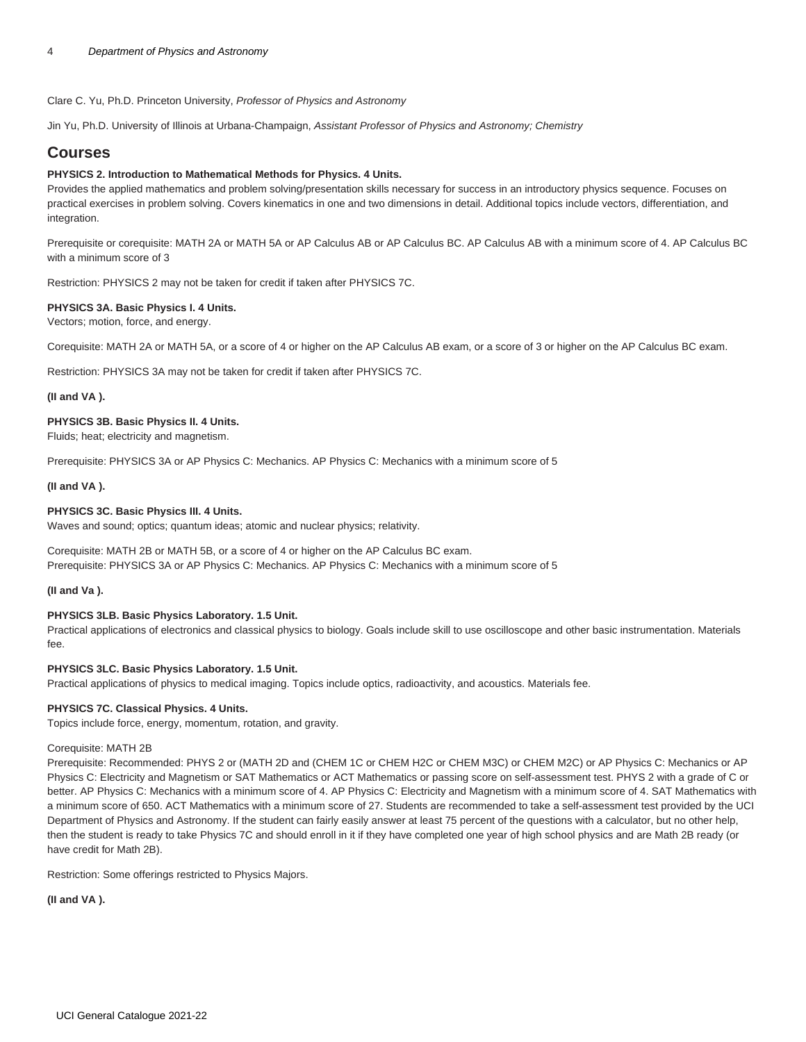Clare C. Yu, Ph.D. Princeton University, *Professor of Physics and Astronomy*

Jin Yu, Ph.D. University of Illinois at Urbana-Champaign, *Assistant Professor of Physics and Astronomy; Chemistry*

## Courses

**PHYSICS 2. Introduction to Mathematical Methods for Physics. 4 Units.**
Provides the applied mathematics and problem solving/presentation skills necessary for success in an introductory physics sequence. Focuses on practical exercises in problem solving. Covers kinematics in one and two dimensions in detail. Additional topics include vectors, differentiation, and integration.

Prerequisite or corequisite: MATH 2A or MATH 5A or AP Calculus AB or AP Calculus BC. AP Calculus AB with a minimum score of 4. AP Calculus BC with a minimum score of 3

Restriction: PHYSICS 2 may not be taken for credit if taken after PHYSICS 7C.

**PHYSICS 3A. Basic Physics I. 4 Units.**
Vectors; motion, force, and energy.

Corequisite: MATH 2A or MATH 5A, or a score of 4 or higher on the AP Calculus AB exam, or a score of 3 or higher on the AP Calculus BC exam.

Restriction: PHYSICS 3A may not be taken for credit if taken after PHYSICS 7C.

**(II and VA ).**

**PHYSICS 3B. Basic Physics II. 4 Units.**
Fluids; heat; electricity and magnetism.

Prerequisite: PHYSICS 3A or AP Physics C: Mechanics. AP Physics C: Mechanics with a minimum score of 5

**(II and VA ).**

**PHYSICS 3C. Basic Physics III. 4 Units.**
Waves and sound; optics; quantum ideas; atomic and nuclear physics; relativity.

Corequisite: MATH 2B or MATH 5B, or a score of 4 or higher on the AP Calculus BC exam.
Prerequisite: PHYSICS 3A or AP Physics C: Mechanics. AP Physics C: Mechanics with a minimum score of 5

**(II and Va ).**

**PHYSICS 3LB. Basic Physics Laboratory. 1.5 Unit.**
Practical applications of electronics and classical physics to biology. Goals include skill to use oscilloscope and other basic instrumentation. Materials fee.

**PHYSICS 3LC. Basic Physics Laboratory. 1.5 Unit.**
Practical applications of physics to medical imaging. Topics include optics, radioactivity, and acoustics. Materials fee.

**PHYSICS 7C. Classical Physics. 4 Units.**
Topics include force, energy, momentum, rotation, and gravity.

Corequisite: MATH 2B
Prerequisite: Recommended: PHYS 2 or (MATH 2D and (CHEM 1C or CHEM H2C or CHEM M3C) or CHEM M2C) or AP Physics C: Mechanics or AP Physics C: Electricity and Magnetism or SAT Mathematics or ACT Mathematics or passing score on self-assessment test. PHYS 2 with a grade of C or better. AP Physics C: Mechanics with a minimum score of 4. AP Physics C: Electricity and Magnetism with a minimum score of 4. SAT Mathematics with a minimum score of 650. ACT Mathematics with a minimum score of 27. Students are recommended to take a self-assessment test provided by the UCI Department of Physics and Astronomy. If the student can fairly easily answer at least 75 percent of the questions with a calculator, but no other help, then the student is ready to take Physics 7C and should enroll in it if they have completed one year of high school physics and are Math 2B ready (or have credit for Math 2B).

Restriction: Some offerings restricted to Physics Majors.

**(II and VA ).**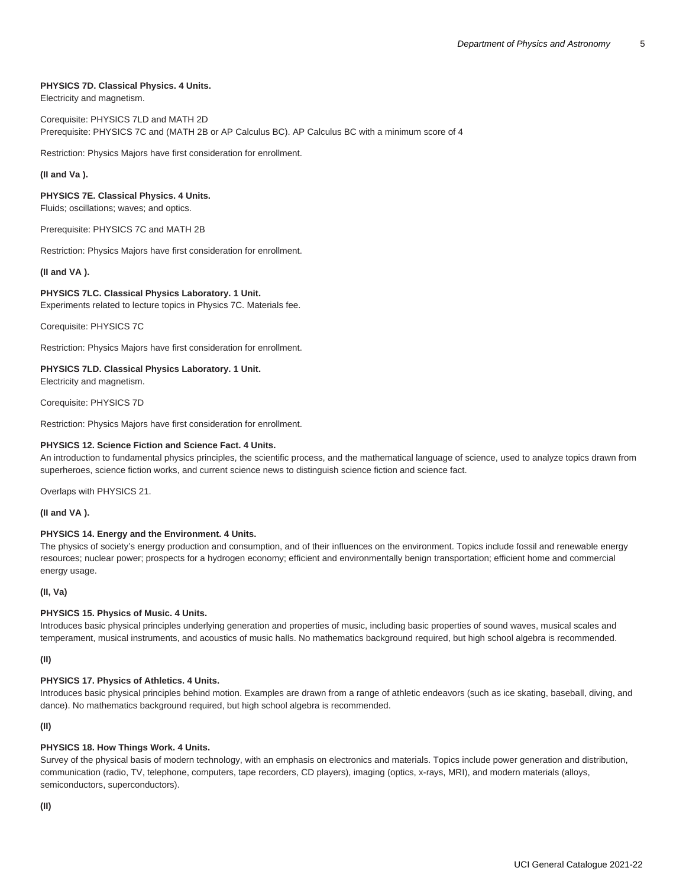**PHYSICS 7D. Classical Physics. 4 Units.**
Electricity and magnetism.

Corequisite: PHYSICS 7LD and MATH 2D
Prerequisite: PHYSICS 7C and (MATH 2B or AP Calculus BC). AP Calculus BC with a minimum score of 4

Restriction: Physics Majors have first consideration for enrollment.

**(II and Va ).**

**PHYSICS 7E. Classical Physics. 4 Units.**
Fluids; oscillations; waves; and optics.

Prerequisite: PHYSICS 7C and MATH 2B

Restriction: Physics Majors have first consideration for enrollment.

**(II and VA ).**

**PHYSICS 7LC. Classical Physics Laboratory. 1 Unit.**
Experiments related to lecture topics in Physics 7C. Materials fee.

Corequisite: PHYSICS 7C

Restriction: Physics Majors have first consideration for enrollment.

**PHYSICS 7LD. Classical Physics Laboratory. 1 Unit.**
Electricity and magnetism.

Corequisite: PHYSICS 7D

Restriction: Physics Majors have first consideration for enrollment.

**PHYSICS 12. Science Fiction and Science Fact. 4 Units.**
An introduction to fundamental physics principles, the scientific process, and the mathematical language of science, used to analyze topics drawn from superheroes, science fiction works, and current science news to distinguish science fiction and science fact.

Overlaps with PHYSICS 21.

**(II and VA ).**

**PHYSICS 14. Energy and the Environment. 4 Units.**
The physics of society's energy production and consumption, and of their influences on the environment. Topics include fossil and renewable energy resources; nuclear power; prospects for a hydrogen economy; efficient and environmentally benign transportation; efficient home and commercial energy usage.

**(II, Va)**

**PHYSICS 15. Physics of Music. 4 Units.**
Introduces basic physical principles underlying generation and properties of music, including basic properties of sound waves, musical scales and temperament, musical instruments, and acoustics of music halls. No mathematics background required, but high school algebra is recommended.

**(II)**

**PHYSICS 17. Physics of Athletics. 4 Units.**
Introduces basic physical principles behind motion. Examples are drawn from a range of athletic endeavors (such as ice skating, baseball, diving, and dance). No mathematics background required, but high school algebra is recommended.

**(II)**

**PHYSICS 18. How Things Work. 4 Units.**
Survey of the physical basis of modern technology, with an emphasis on electronics and materials. Topics include power generation and distribution, communication (radio, TV, telephone, computers, tape recorders, CD players), imaging (optics, x-rays, MRI), and modern materials (alloys, semiconductors, superconductors).

**(II)**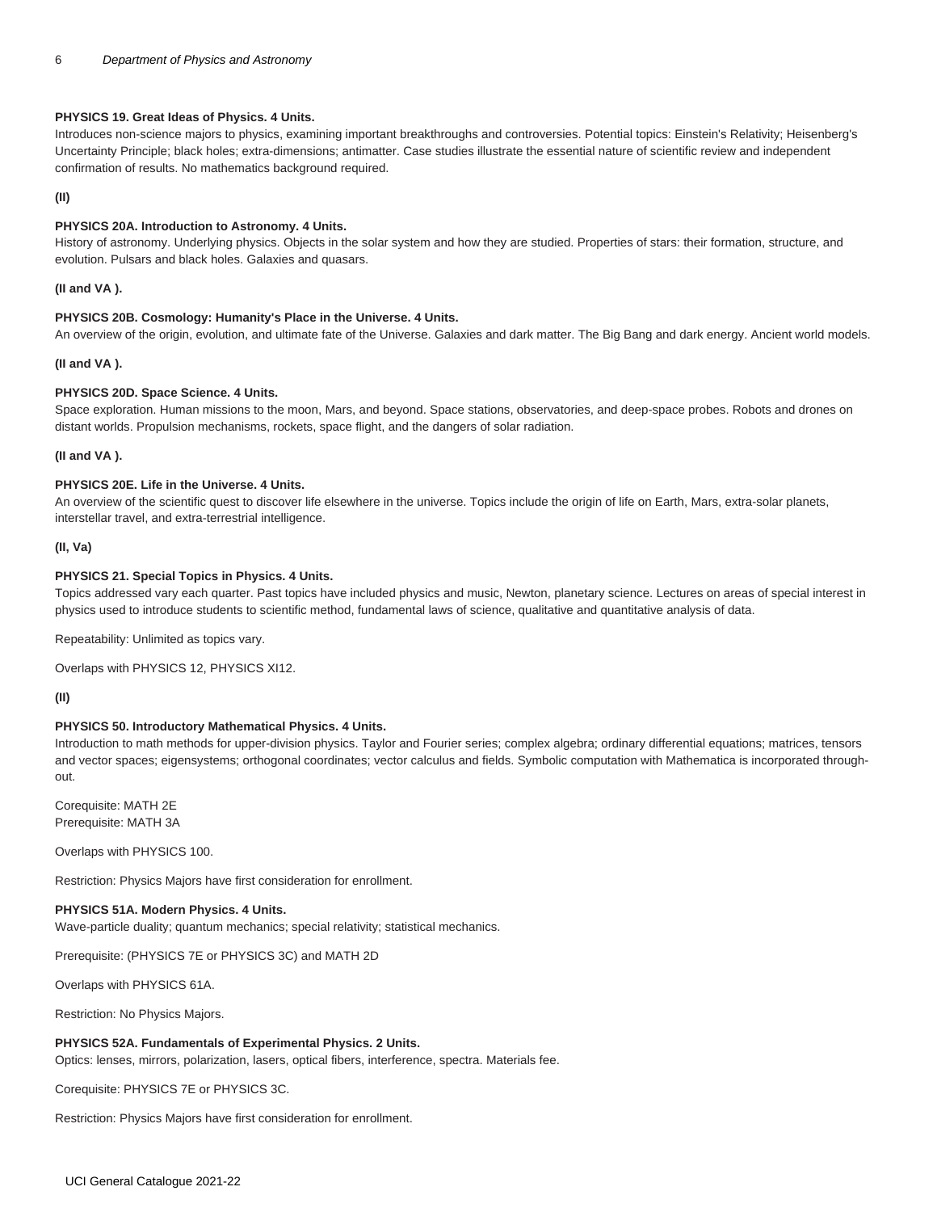**PHYSICS 19. Great Ideas of Physics. 4 Units.**
Introduces non-science majors to physics, examining important breakthroughs and controversies. Potential topics: Einstein's Relativity; Heisenberg's Uncertainty Principle; black holes; extra-dimensions; antimatter. Case studies illustrate the essential nature of scientific review and independent confirmation of results. No mathematics background required.

**(II)**

**PHYSICS 20A. Introduction to Astronomy. 4 Units.**
History of astronomy. Underlying physics. Objects in the solar system and how they are studied. Properties of stars: their formation, structure, and evolution. Pulsars and black holes. Galaxies and quasars.

**(II and VA ).**

**PHYSICS 20B. Cosmology: Humanity's Place in the Universe. 4 Units.**
An overview of the origin, evolution, and ultimate fate of the Universe. Galaxies and dark matter. The Big Bang and dark energy. Ancient world models.

**(II and VA ).**

**PHYSICS 20D. Space Science. 4 Units.**
Space exploration. Human missions to the moon, Mars, and beyond. Space stations, observatories, and deep-space probes. Robots and drones on distant worlds. Propulsion mechanisms, rockets, space flight, and the dangers of solar radiation.

**(II and VA ).**

**PHYSICS 20E. Life in the Universe. 4 Units.**
An overview of the scientific quest to discover life elsewhere in the universe. Topics include the origin of life on Earth, Mars, extra-solar planets, interstellar travel, and extra-terrestrial intelligence.

**(II, Va)**

**PHYSICS 21. Special Topics in Physics. 4 Units.**
Topics addressed vary each quarter. Past topics have included physics and music, Newton, planetary science. Lectures on areas of special interest in physics used to introduce students to scientific method, fundamental laws of science, qualitative and quantitative analysis of data.

Repeatability: Unlimited as topics vary.

Overlaps with PHYSICS 12, PHYSICS XI12.

**(II)**

**PHYSICS 50. Introductory Mathematical Physics. 4 Units.**
Introduction to math methods for upper-division physics. Taylor and Fourier series; complex algebra; ordinary differential equations; matrices, tensors and vector spaces; eigensystems; orthogonal coordinates; vector calculus and fields. Symbolic computation with Mathematica is incorporated throughout.

Corequisite: MATH 2E
Prerequisite: MATH 3A

Overlaps with PHYSICS 100.

Restriction: Physics Majors have first consideration for enrollment.

**PHYSICS 51A. Modern Physics. 4 Units.**
Wave-particle duality; quantum mechanics; special relativity; statistical mechanics.

Prerequisite: (PHYSICS 7E or PHYSICS 3C) and MATH 2D

Overlaps with PHYSICS 61A.

Restriction: No Physics Majors.

**PHYSICS 52A. Fundamentals of Experimental Physics. 2 Units.**
Optics: lenses, mirrors, polarization, lasers, optical fibers, interference, spectra. Materials fee.

Corequisite: PHYSICS 7E or PHYSICS 3C.

Restriction: Physics Majors have first consideration for enrollment.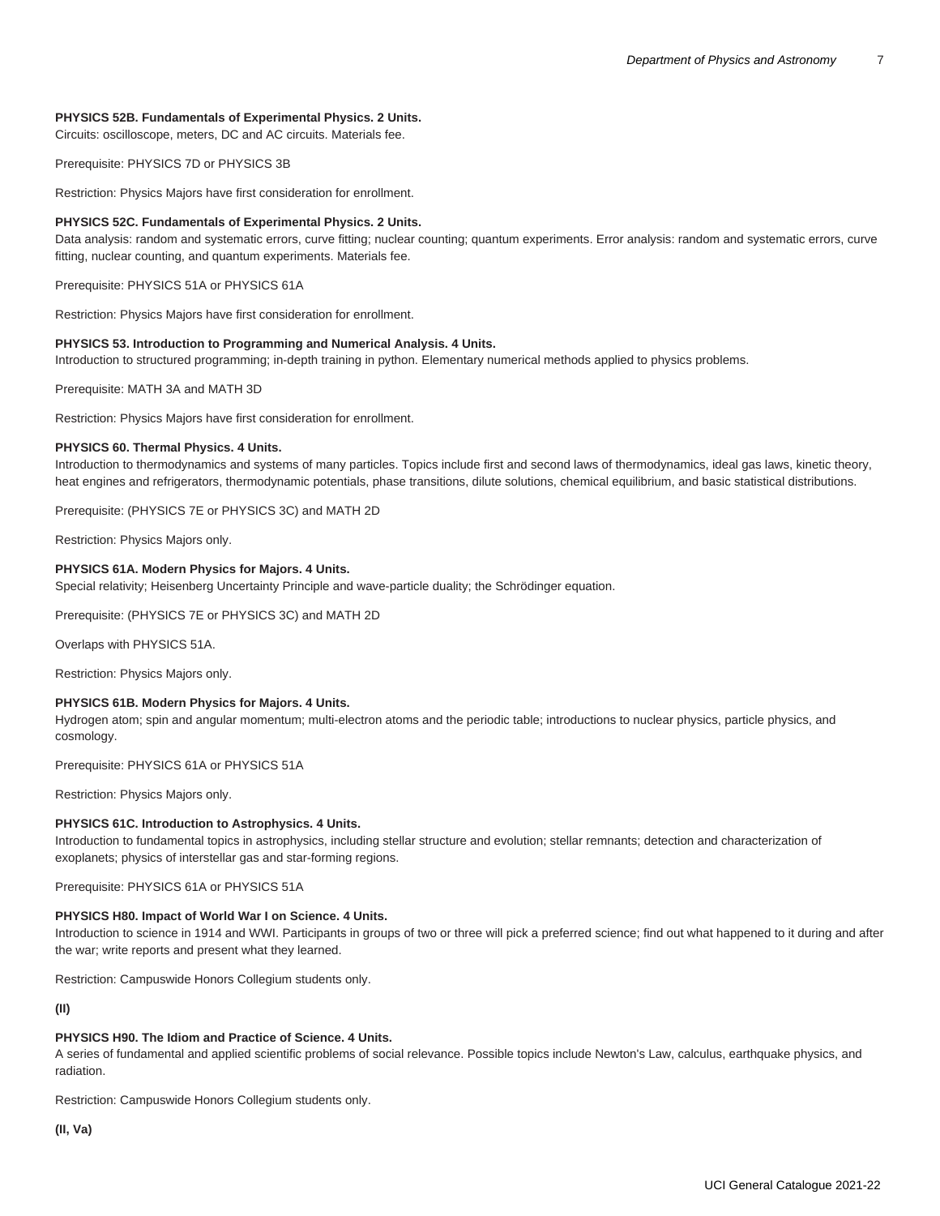**PHYSICS 52B. Fundamentals of Experimental Physics. 2 Units.**
Circuits: oscilloscope, meters, DC and AC circuits. Materials fee.

Prerequisite: PHYSICS 7D or PHYSICS 3B

Restriction: Physics Majors have first consideration for enrollment.

**PHYSICS 52C. Fundamentals of Experimental Physics. 2 Units.**
Data analysis: random and systematic errors, curve fitting; nuclear counting; quantum experiments. Error analysis: random and systematic errors, curve fitting, nuclear counting, and quantum experiments. Materials fee.

Prerequisite: PHYSICS 51A or PHYSICS 61A

Restriction: Physics Majors have first consideration for enrollment.

**PHYSICS 53. Introduction to Programming and Numerical Analysis. 4 Units.**
Introduction to structured programming; in-depth training in python. Elementary numerical methods applied to physics problems.

Prerequisite: MATH 3A and MATH 3D

Restriction: Physics Majors have first consideration for enrollment.

**PHYSICS 60. Thermal Physics. 4 Units.**
Introduction to thermodynamics and systems of many particles. Topics include first and second laws of thermodynamics, ideal gas laws, kinetic theory, heat engines and refrigerators, thermodynamic potentials, phase transitions, dilute solutions, chemical equilibrium, and basic statistical distributions.

Prerequisite: (PHYSICS 7E or PHYSICS 3C) and MATH 2D

Restriction: Physics Majors only.

**PHYSICS 61A. Modern Physics for Majors. 4 Units.**
Special relativity; Heisenberg Uncertainty Principle and wave-particle duality; the Schrödinger equation.

Prerequisite: (PHYSICS 7E or PHYSICS 3C) and MATH 2D

Overlaps with PHYSICS 51A.

Restriction: Physics Majors only.

**PHYSICS 61B. Modern Physics for Majors. 4 Units.**
Hydrogen atom; spin and angular momentum; multi-electron atoms and the periodic table; introductions to nuclear physics, particle physics, and cosmology.

Prerequisite: PHYSICS 61A or PHYSICS 51A

Restriction: Physics Majors only.

**PHYSICS 61C. Introduction to Astrophysics. 4 Units.**
Introduction to fundamental topics in astrophysics, including stellar structure and evolution; stellar remnants; detection and characterization of exoplanets; physics of interstellar gas and star-forming regions.

Prerequisite: PHYSICS 61A or PHYSICS 51A

**PHYSICS H80. Impact of World War I on Science. 4 Units.**
Introduction to science in 1914 and WWI. Participants in groups of two or three will pick a preferred science; find out what happened to it during and after the war; write reports and present what they learned.

Restriction: Campuswide Honors Collegium students only.

**(II)**

**PHYSICS H90. The Idiom and Practice of Science. 4 Units.**
A series of fundamental and applied scientific problems of social relevance. Possible topics include Newton's Law, calculus, earthquake physics, and radiation.

Restriction: Campuswide Honors Collegium students only.

**(II, Va)**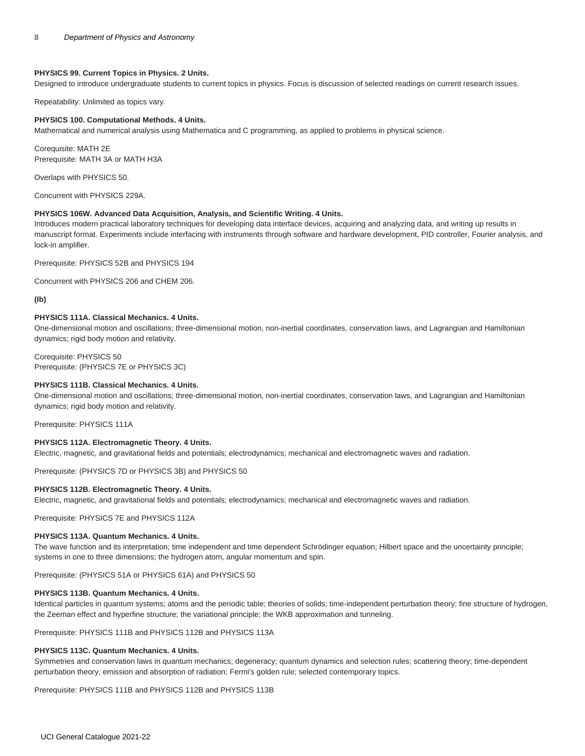**PHYSICS 99. Current Topics in Physics. 2 Units.**
Designed to introduce undergraduate students to current topics in physics. Focus is discussion of selected readings on current research issues.

Repeatability: Unlimited as topics vary.

**PHYSICS 100. Computational Methods. 4 Units.**
Mathematical and numerical analysis using Mathematica and C programming, as applied to problems in physical science.

Corequisite: MATH 2E
Prerequisite: MATH 3A or MATH H3A

Overlaps with PHYSICS 50.

Concurrent with PHYSICS 229A.

**PHYSICS 106W. Advanced Data Acquisition, Analysis, and Scientific Writing. 4 Units.**
Introduces modern practical laboratory techniques for developing data interface devices, acquiring and analyzing data, and writing up results in manuscript format. Experiments include interfacing with instruments through software and hardware development, PID controller, Fourier analysis, and lock-in amplifier.

Prerequisite: PHYSICS 52B and PHYSICS 194

Concurrent with PHYSICS 206 and CHEM 206.

**(Ib)**

**PHYSICS 111A. Classical Mechanics. 4 Units.**
One-dimensional motion and oscillations; three-dimensional motion, non-inertial coordinates, conservation laws, and Lagrangian and Hamiltonian dynamics; rigid body motion and relativity.

Corequisite: PHYSICS 50
Prerequisite: (PHYSICS 7E or PHYSICS 3C)

**PHYSICS 111B. Classical Mechanics. 4 Units.**
One-dimensional motion and oscillations; three-dimensional motion, non-inertial coordinates, conservation laws, and Lagrangian and Hamiltonian dynamics; rigid body motion and relativity.

Prerequisite: PHYSICS 111A

**PHYSICS 112A. Electromagnetic Theory. 4 Units.**
Electric, magnetic, and gravitational fields and potentials; electrodynamics; mechanical and electromagnetic waves and radiation.

Prerequisite: (PHYSICS 7D or PHYSICS 3B) and PHYSICS 50

**PHYSICS 112B. Electromagnetic Theory. 4 Units.**
Electric, magnetic, and gravitational fields and potentials; electrodynamics; mechanical and electromagnetic waves and radiation.

Prerequisite: PHYSICS 7E and PHYSICS 112A

**PHYSICS 113A. Quantum Mechanics. 4 Units.**
The wave function and its interpretation; time independent and time dependent Schrödinger equation; Hilbert space and the uncertainty principle; systems in one to three dimensions; the hydrogen atom, angular momentum and spin.

Prerequisite: (PHYSICS 51A or PHYSICS 61A) and PHYSICS 50

**PHYSICS 113B. Quantum Mechanics. 4 Units.**
Identical particles in quantum systems; atoms and the periodic table; theories of solids; time-independent perturbation theory; fine structure of hydrogen, the Zeeman effect and hyperfine structure; the variational principle; the WKB approximation and tunneling.

Prerequisite: PHYSICS 111B and PHYSICS 112B and PHYSICS 113A

**PHYSICS 113C. Quantum Mechanics. 4 Units.**
Symmetries and conservation laws in quantum mechanics; degeneracy; quantum dynamics and selection rules; scattering theory; time-dependent perturbation theory; emission and absorption of radiation; Fermi's golden rule; selected contemporary topics.

Prerequisite: PHYSICS 111B and PHYSICS 112B and PHYSICS 113B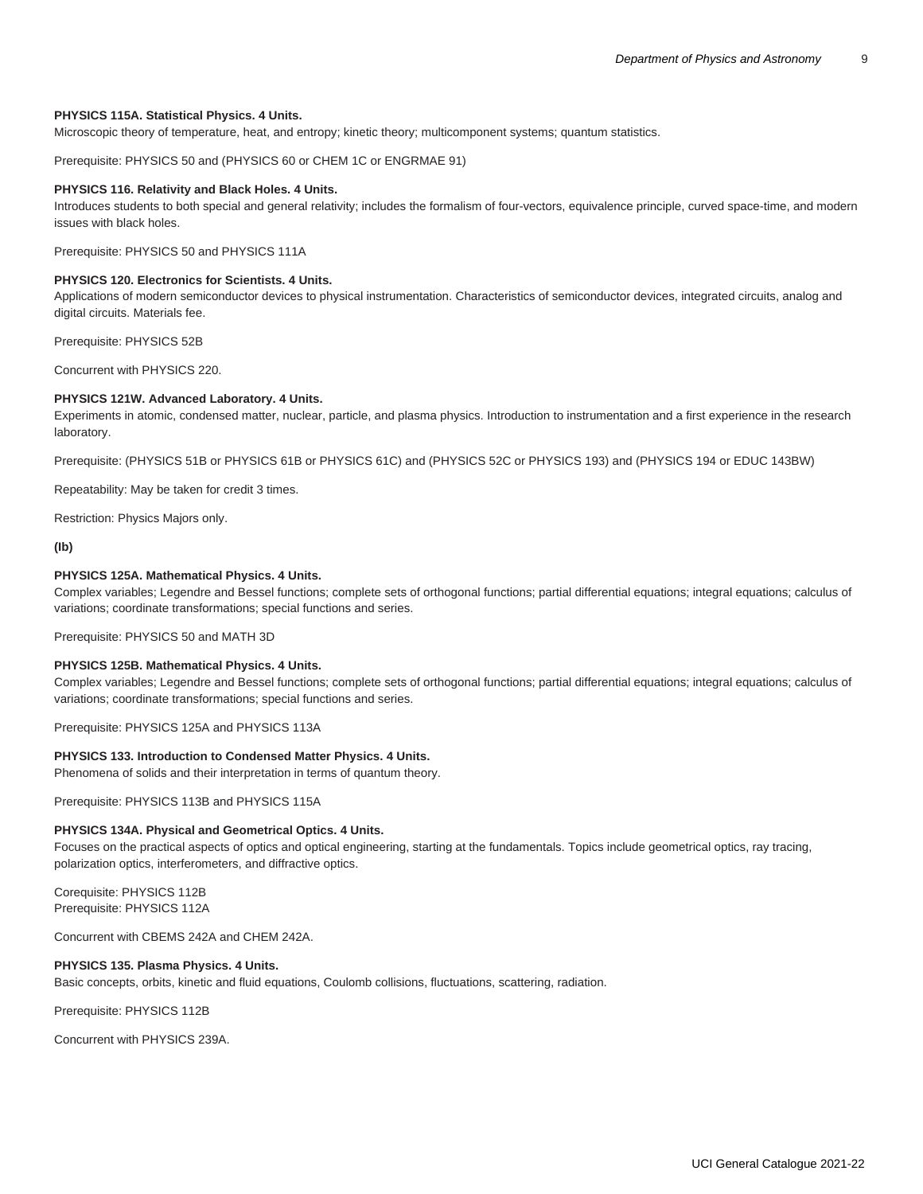**PHYSICS 115A. Statistical Physics. 4 Units.**
Microscopic theory of temperature, heat, and entropy; kinetic theory; multicomponent systems; quantum statistics.

Prerequisite: PHYSICS 50 and (PHYSICS 60 or CHEM 1C or ENGRMAE 91)

**PHYSICS 116. Relativity and Black Holes. 4 Units.**
Introduces students to both special and general relativity; includes the formalism of four-vectors, equivalence principle, curved space-time, and modern issues with black holes.

Prerequisite: PHYSICS 50 and PHYSICS 111A

**PHYSICS 120. Electronics for Scientists. 4 Units.**
Applications of modern semiconductor devices to physical instrumentation. Characteristics of semiconductor devices, integrated circuits, analog and digital circuits. Materials fee.

Prerequisite: PHYSICS 52B

Concurrent with PHYSICS 220.

**PHYSICS 121W. Advanced Laboratory. 4 Units.**
Experiments in atomic, condensed matter, nuclear, particle, and plasma physics. Introduction to instrumentation and a first experience in the research laboratory.

Prerequisite: (PHYSICS 51B or PHYSICS 61B or PHYSICS 61C) and (PHYSICS 52C or PHYSICS 193) and (PHYSICS 194 or EDUC 143BW)

Repeatability: May be taken for credit 3 times.

Restriction: Physics Majors only.

**(Ib)**

**PHYSICS 125A. Mathematical Physics. 4 Units.**
Complex variables; Legendre and Bessel functions; complete sets of orthogonal functions; partial differential equations; integral equations; calculus of variations; coordinate transformations; special functions and series.

Prerequisite: PHYSICS 50 and MATH 3D

**PHYSICS 125B. Mathematical Physics. 4 Units.**
Complex variables; Legendre and Bessel functions; complete sets of orthogonal functions; partial differential equations; integral equations; calculus of variations; coordinate transformations; special functions and series.

Prerequisite: PHYSICS 125A and PHYSICS 113A

**PHYSICS 133. Introduction to Condensed Matter Physics. 4 Units.**
Phenomena of solids and their interpretation in terms of quantum theory.

Prerequisite: PHYSICS 113B and PHYSICS 115A

**PHYSICS 134A. Physical and Geometrical Optics. 4 Units.**
Focuses on the practical aspects of optics and optical engineering, starting at the fundamentals. Topics include geometrical optics, ray tracing, polarization optics, interferometers, and diffractive optics.

Corequisite: PHYSICS 112B
Prerequisite: PHYSICS 112A

Concurrent with CBEMS 242A and CHEM 242A.

**PHYSICS 135. Plasma Physics. 4 Units.**
Basic concepts, orbits, kinetic and fluid equations, Coulomb collisions, fluctuations, scattering, radiation.

Prerequisite: PHYSICS 112B

Concurrent with PHYSICS 239A.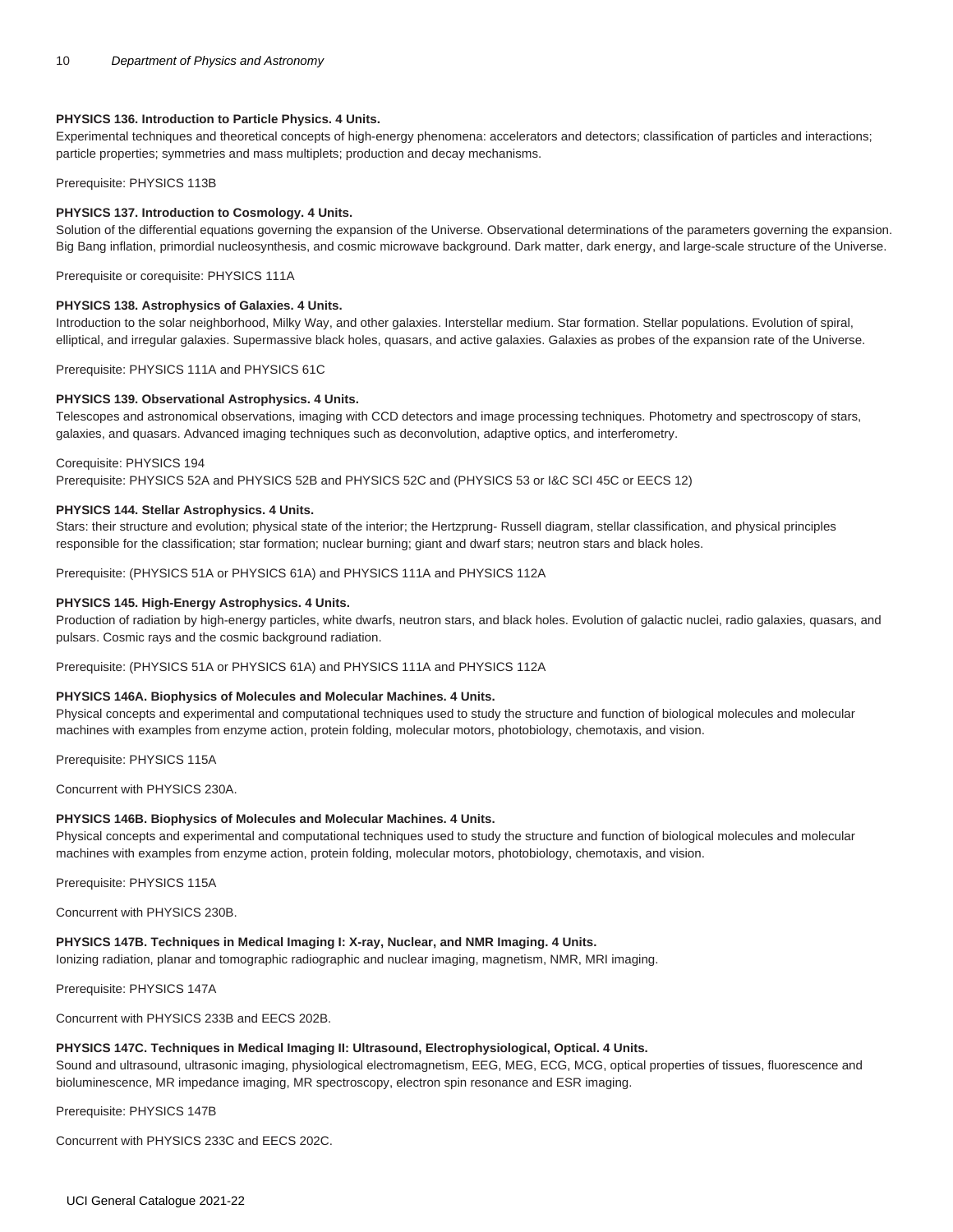**PHYSICS 136. Introduction to Particle Physics. 4 Units.**
Experimental techniques and theoretical concepts of high-energy phenomena: accelerators and detectors; classification of particles and interactions; particle properties; symmetries and mass multiplets; production and decay mechanisms.

Prerequisite: PHYSICS 113B

**PHYSICS 137. Introduction to Cosmology. 4 Units.**
Solution of the differential equations governing the expansion of the Universe. Observational determinations of the parameters governing the expansion. Big Bang inflation, primordial nucleosynthesis, and cosmic microwave background. Dark matter, dark energy, and large-scale structure of the Universe.

Prerequisite or corequisite: PHYSICS 111A

**PHYSICS 138. Astrophysics of Galaxies. 4 Units.**
Introduction to the solar neighborhood, Milky Way, and other galaxies. Interstellar medium. Star formation. Stellar populations. Evolution of spiral, elliptical, and irregular galaxies. Supermassive black holes, quasars, and active galaxies. Galaxies as probes of the expansion rate of the Universe.

Prerequisite: PHYSICS 111A and PHYSICS 61C

**PHYSICS 139. Observational Astrophysics. 4 Units.**
Telescopes and astronomical observations, imaging with CCD detectors and image processing techniques. Photometry and spectroscopy of stars, galaxies, and quasars. Advanced imaging techniques such as deconvolution, adaptive optics, and interferometry.

Corequisite: PHYSICS 194
Prerequisite: PHYSICS 52A and PHYSICS 52B and PHYSICS 52C and (PHYSICS 53 or I&C SCI 45C or EECS 12)

**PHYSICS 144. Stellar Astrophysics. 4 Units.**
Stars: their structure and evolution; physical state of the interior; the Hertzprung- Russell diagram, stellar classification, and physical principles responsible for the classification; star formation; nuclear burning; giant and dwarf stars; neutron stars and black holes.

Prerequisite: (PHYSICS 51A or PHYSICS 61A) and PHYSICS 111A and PHYSICS 112A

**PHYSICS 145. High-Energy Astrophysics. 4 Units.**
Production of radiation by high-energy particles, white dwarfs, neutron stars, and black holes. Evolution of galactic nuclei, radio galaxies, quasars, and pulsars. Cosmic rays and the cosmic background radiation.

Prerequisite: (PHYSICS 51A or PHYSICS 61A) and PHYSICS 111A and PHYSICS 112A

**PHYSICS 146A. Biophysics of Molecules and Molecular Machines. 4 Units.**
Physical concepts and experimental and computational techniques used to study the structure and function of biological molecules and molecular machines with examples from enzyme action, protein folding, molecular motors, photobiology, chemotaxis, and vision.

Prerequisite: PHYSICS 115A

Concurrent with PHYSICS 230A.

**PHYSICS 146B. Biophysics of Molecules and Molecular Machines. 4 Units.**
Physical concepts and experimental and computational techniques used to study the structure and function of biological molecules and molecular machines with examples from enzyme action, protein folding, molecular motors, photobiology, chemotaxis, and vision.

Prerequisite: PHYSICS 115A

Concurrent with PHYSICS 230B.

**PHYSICS 147B. Techniques in Medical Imaging I: X-ray, Nuclear, and NMR Imaging. 4 Units.**
Ionizing radiation, planar and tomographic radiographic and nuclear imaging, magnetism, NMR, MRI imaging.

Prerequisite: PHYSICS 147A

Concurrent with PHYSICS 233B and EECS 202B.

**PHYSICS 147C. Techniques in Medical Imaging II: Ultrasound, Electrophysiological, Optical. 4 Units.**
Sound and ultrasound, ultrasonic imaging, physiological electromagnetism, EEG, MEG, ECG, MCG, optical properties of tissues, fluorescence and bioluminescence, MR impedance imaging, MR spectroscopy, electron spin resonance and ESR imaging.

Prerequisite: PHYSICS 147B

Concurrent with PHYSICS 233C and EECS 202C.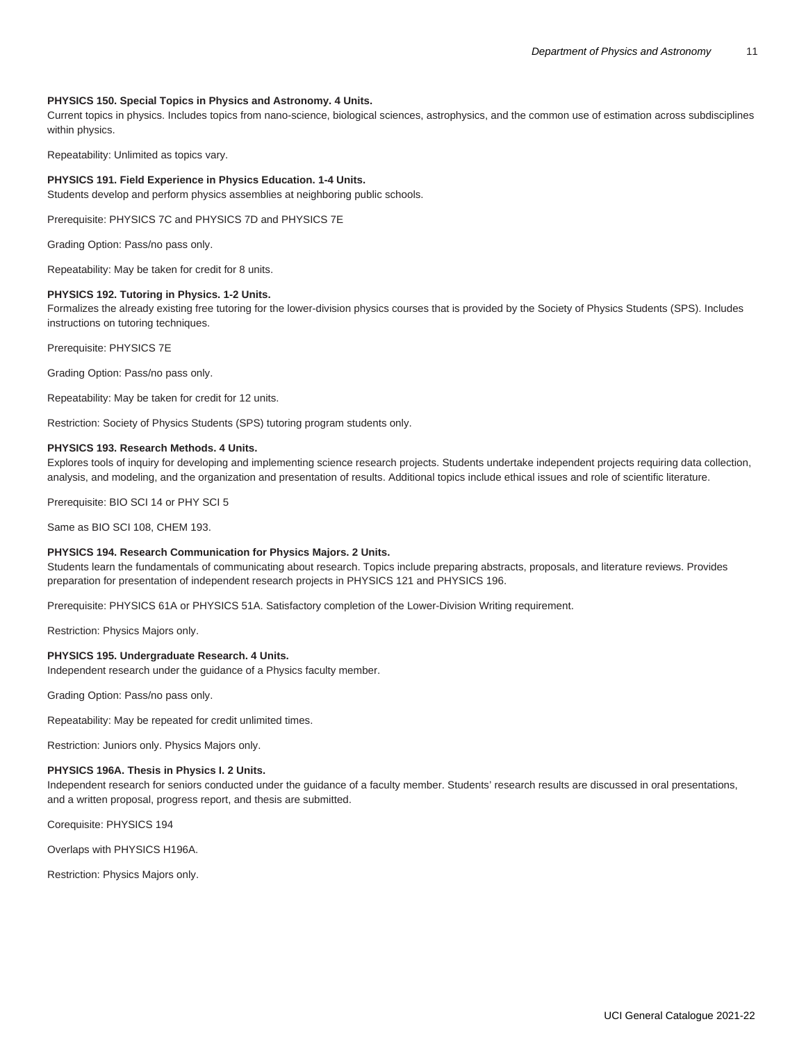**PHYSICS 150. Special Topics in Physics and Astronomy. 4 Units.**
Current topics in physics. Includes topics from nano-science, biological sciences, astrophysics, and the common use of estimation across subdisciplines within physics.

Repeatability: Unlimited as topics vary.

**PHYSICS 191. Field Experience in Physics Education. 1-4 Units.**
Students develop and perform physics assemblies at neighboring public schools.

Prerequisite: PHYSICS 7C and PHYSICS 7D and PHYSICS 7E

Grading Option: Pass/no pass only.

Repeatability: May be taken for credit for 8 units.

**PHYSICS 192. Tutoring in Physics. 1-2 Units.**
Formalizes the already existing free tutoring for the lower-division physics courses that is provided by the Society of Physics Students (SPS). Includes instructions on tutoring techniques.

Prerequisite: PHYSICS 7E

Grading Option: Pass/no pass only.

Repeatability: May be taken for credit for 12 units.

Restriction: Society of Physics Students (SPS) tutoring program students only.

**PHYSICS 193. Research Methods. 4 Units.**
Explores tools of inquiry for developing and implementing science research projects. Students undertake independent projects requiring data collection, analysis, and modeling, and the organization and presentation of results. Additional topics include ethical issues and role of scientific literature.

Prerequisite: BIO SCI 14 or PHY SCI 5

Same as BIO SCI 108, CHEM 193.

**PHYSICS 194. Research Communication for Physics Majors. 2 Units.**
Students learn the fundamentals of communicating about research. Topics include preparing abstracts, proposals, and literature reviews. Provides preparation for presentation of independent research projects in PHYSICS 121 and PHYSICS 196.

Prerequisite: PHYSICS 61A or PHYSICS 51A. Satisfactory completion of the Lower-Division Writing requirement.

Restriction: Physics Majors only.

**PHYSICS 195. Undergraduate Research. 4 Units.**
Independent research under the guidance of a Physics faculty member.

Grading Option: Pass/no pass only.

Repeatability: May be repeated for credit unlimited times.

Restriction: Juniors only. Physics Majors only.

**PHYSICS 196A. Thesis in Physics I. 2 Units.**
Independent research for seniors conducted under the guidance of a faculty member. Students' research results are discussed in oral presentations, and a written proposal, progress report, and thesis are submitted.

Corequisite: PHYSICS 194

Overlaps with PHYSICS H196A.

Restriction: Physics Majors only.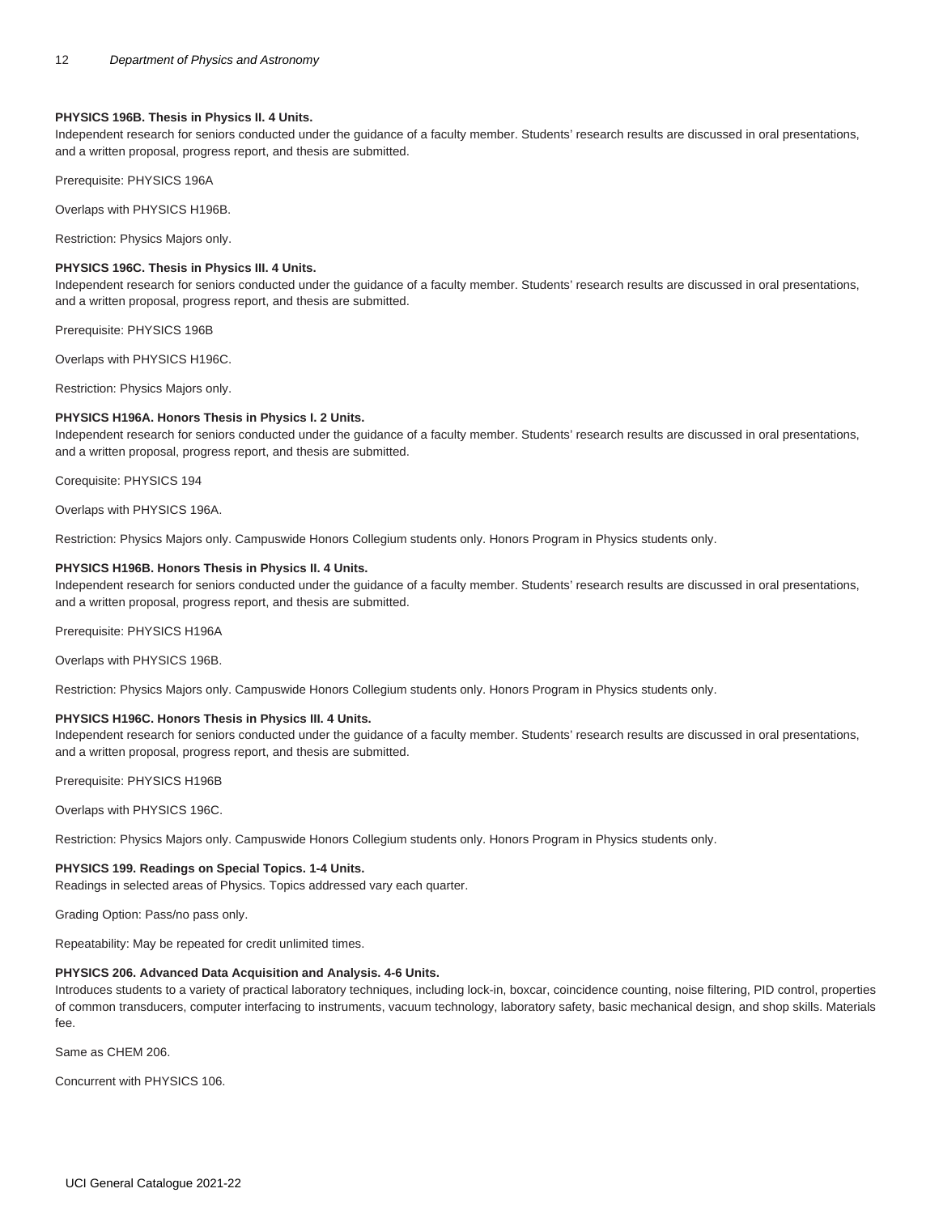**PHYSICS 196B. Thesis in Physics II. 4 Units.**
Independent research for seniors conducted under the guidance of a faculty member. Students' research results are discussed in oral presentations, and a written proposal, progress report, and thesis are submitted.

Prerequisite: PHYSICS 196A

Overlaps with PHYSICS H196B.

Restriction: Physics Majors only.

**PHYSICS 196C. Thesis in Physics III. 4 Units.**
Independent research for seniors conducted under the guidance of a faculty member. Students' research results are discussed in oral presentations, and a written proposal, progress report, and thesis are submitted.

Prerequisite: PHYSICS 196B

Overlaps with PHYSICS H196C.

Restriction: Physics Majors only.

**PHYSICS H196A. Honors Thesis in Physics I. 2 Units.**
Independent research for seniors conducted under the guidance of a faculty member. Students' research results are discussed in oral presentations, and a written proposal, progress report, and thesis are submitted.

Corequisite: PHYSICS 194

Overlaps with PHYSICS 196A.

Restriction: Physics Majors only. Campuswide Honors Collegium students only. Honors Program in Physics students only.

**PHYSICS H196B. Honors Thesis in Physics II. 4 Units.**
Independent research for seniors conducted under the guidance of a faculty member. Students' research results are discussed in oral presentations, and a written proposal, progress report, and thesis are submitted.

Prerequisite: PHYSICS H196A

Overlaps with PHYSICS 196B.

Restriction: Physics Majors only. Campuswide Honors Collegium students only. Honors Program in Physics students only.

**PHYSICS H196C. Honors Thesis in Physics III. 4 Units.**
Independent research for seniors conducted under the guidance of a faculty member. Students' research results are discussed in oral presentations, and a written proposal, progress report, and thesis are submitted.

Prerequisite: PHYSICS H196B

Overlaps with PHYSICS 196C.

Restriction: Physics Majors only. Campuswide Honors Collegium students only. Honors Program in Physics students only.

**PHYSICS 199. Readings on Special Topics. 1-4 Units.**
Readings in selected areas of Physics. Topics addressed vary each quarter.

Grading Option: Pass/no pass only.

Repeatability: May be repeated for credit unlimited times.

**PHYSICS 206. Advanced Data Acquisition and Analysis. 4-6 Units.**
Introduces students to a variety of practical laboratory techniques, including lock-in, boxcar, coincidence counting, noise filtering, PID control, properties of common transducers, computer interfacing to instruments, vacuum technology, laboratory safety, basic mechanical design, and shop skills. Materials fee.

Same as CHEM 206.

Concurrent with PHYSICS 106.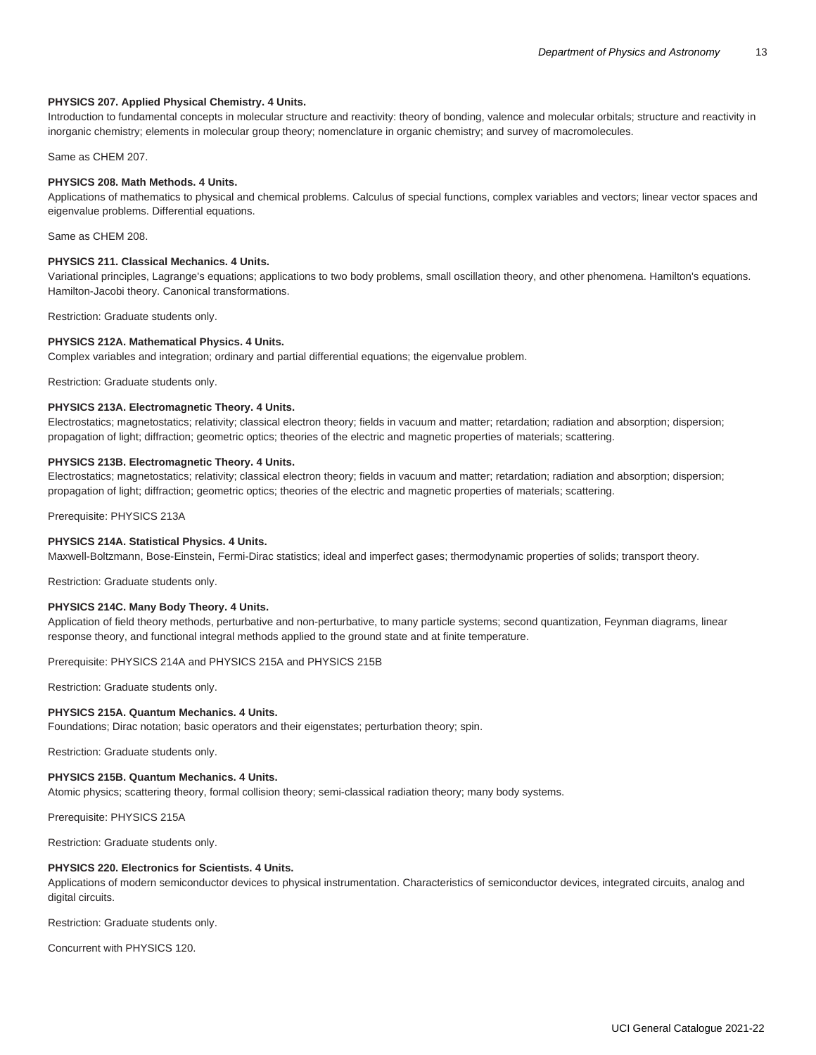**PHYSICS 207. Applied Physical Chemistry. 4 Units.**
Introduction to fundamental concepts in molecular structure and reactivity: theory of bonding, valence and molecular orbitals; structure and reactivity in inorganic chemistry; elements in molecular group theory; nomenclature in organic chemistry; and survey of macromolecules.

Same as CHEM 207.

**PHYSICS 208. Math Methods. 4 Units.**
Applications of mathematics to physical and chemical problems. Calculus of special functions, complex variables and vectors; linear vector spaces and eigenvalue problems. Differential equations.

Same as CHEM 208.

**PHYSICS 211. Classical Mechanics. 4 Units.**
Variational principles, Lagrange's equations; applications to two body problems, small oscillation theory, and other phenomena. Hamilton's equations. Hamilton-Jacobi theory. Canonical transformations.

Restriction: Graduate students only.

**PHYSICS 212A. Mathematical Physics. 4 Units.**
Complex variables and integration; ordinary and partial differential equations; the eigenvalue problem.

Restriction: Graduate students only.

**PHYSICS 213A. Electromagnetic Theory. 4 Units.**
Electrostatics; magnetostatics; relativity; classical electron theory; fields in vacuum and matter; retardation; radiation and absorption; dispersion; propagation of light; diffraction; geometric optics; theories of the electric and magnetic properties of materials; scattering.

**PHYSICS 213B. Electromagnetic Theory. 4 Units.**
Electrostatics; magnetostatics; relativity; classical electron theory; fields in vacuum and matter; retardation; radiation and absorption; dispersion; propagation of light; diffraction; geometric optics; theories of the electric and magnetic properties of materials; scattering.

Prerequisite: PHYSICS 213A

**PHYSICS 214A. Statistical Physics. 4 Units.**
Maxwell-Boltzmann, Bose-Einstein, Fermi-Dirac statistics; ideal and imperfect gases; thermodynamic properties of solids; transport theory.

Restriction: Graduate students only.

**PHYSICS 214C. Many Body Theory. 4 Units.**
Application of field theory methods, perturbative and non-perturbative, to many particle systems; second quantization, Feynman diagrams, linear response theory, and functional integral methods applied to the ground state and at finite temperature.

Prerequisite: PHYSICS 214A and PHYSICS 215A and PHYSICS 215B

Restriction: Graduate students only.

**PHYSICS 215A. Quantum Mechanics. 4 Units.**
Foundations; Dirac notation; basic operators and their eigenstates; perturbation theory; spin.

Restriction: Graduate students only.

**PHYSICS 215B. Quantum Mechanics. 4 Units.**
Atomic physics; scattering theory, formal collision theory; semi-classical radiation theory; many body systems.

Prerequisite: PHYSICS 215A

Restriction: Graduate students only.

**PHYSICS 220. Electronics for Scientists. 4 Units.**
Applications of modern semiconductor devices to physical instrumentation. Characteristics of semiconductor devices, integrated circuits, analog and digital circuits.

Restriction: Graduate students only.

Concurrent with PHYSICS 120.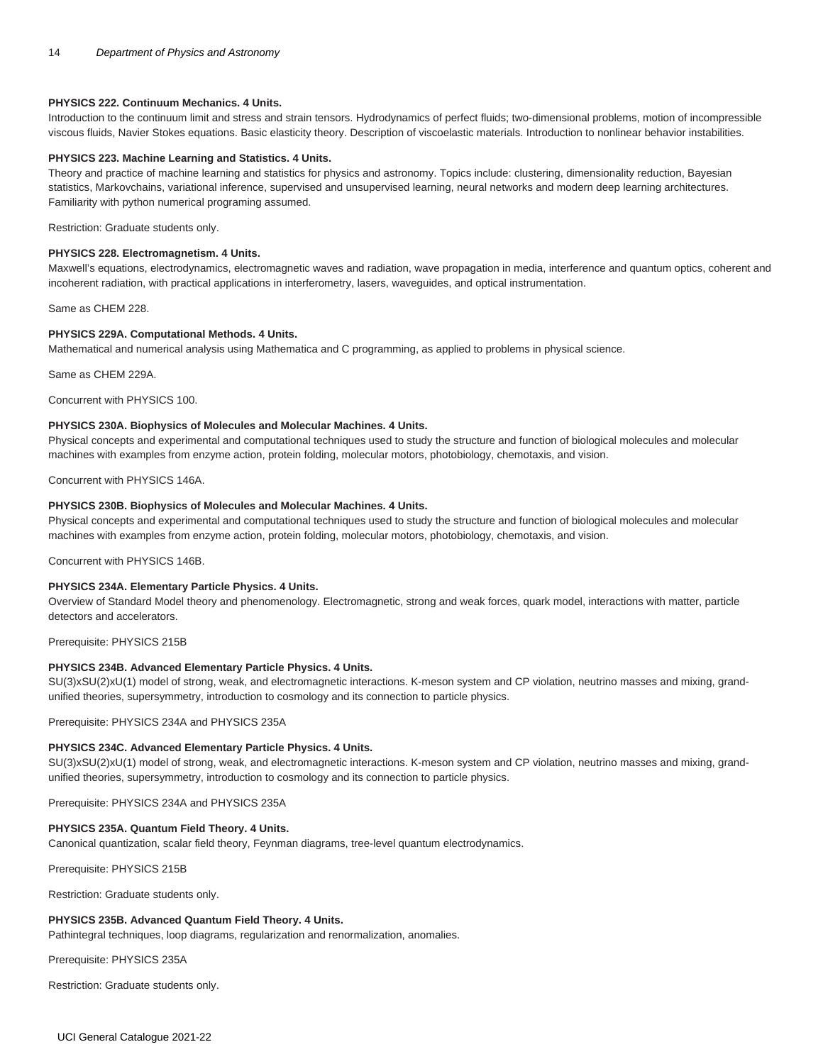**PHYSICS 222. Continuum Mechanics. 4 Units.**

Introduction to the continuum limit and stress and strain tensors. Hydrodynamics of perfect fluids; two-dimensional problems, motion of incompressible viscous fluids, Navier Stokes equations. Basic elasticity theory. Description of viscoelastic materials. Introduction to nonlinear behavior instabilities.

**PHYSICS 223. Machine Learning and Statistics. 4 Units.**

Theory and practice of machine learning and statistics for physics and astronomy. Topics include: clustering, dimensionality reduction, Bayesian statistics, Markovchains, variational inference, supervised and unsupervised learning, neural networks and modern deep learning architectures. Familiarity with python numerical programing assumed.

Restriction: Graduate students only.

**PHYSICS 228. Electromagnetism. 4 Units.**

Maxwell's equations, electrodynamics, electromagnetic waves and radiation, wave propagation in media, interference and quantum optics, coherent and incoherent radiation, with practical applications in interferometry, lasers, waveguides, and optical instrumentation.

Same as CHEM 228.

**PHYSICS 229A. Computational Methods. 4 Units.**

Mathematical and numerical analysis using Mathematica and C programming, as applied to problems in physical science.

Same as CHEM 229A.

Concurrent with PHYSICS 100.

**PHYSICS 230A. Biophysics of Molecules and Molecular Machines. 4 Units.**

Physical concepts and experimental and computational techniques used to study the structure and function of biological molecules and molecular machines with examples from enzyme action, protein folding, molecular motors, photobiology, chemotaxis, and vision.

Concurrent with PHYSICS 146A.

**PHYSICS 230B. Biophysics of Molecules and Molecular Machines. 4 Units.**

Physical concepts and experimental and computational techniques used to study the structure and function of biological molecules and molecular machines with examples from enzyme action, protein folding, molecular motors, photobiology, chemotaxis, and vision.

Concurrent with PHYSICS 146B.

**PHYSICS 234A. Elementary Particle Physics. 4 Units.**

Overview of Standard Model theory and phenomenology. Electromagnetic, strong and weak forces, quark model, interactions with matter, particle detectors and accelerators.

Prerequisite: PHYSICS 215B

**PHYSICS 234B. Advanced Elementary Particle Physics. 4 Units.**

SU(3)xSU(2)xU(1) model of strong, weak, and electromagnetic interactions. K-meson system and CP violation, neutrino masses and mixing, grand-unified theories, supersymmetry, introduction to cosmology and its connection to particle physics.

Prerequisite: PHYSICS 234A and PHYSICS 235A

**PHYSICS 234C. Advanced Elementary Particle Physics. 4 Units.**

SU(3)xSU(2)xU(1) model of strong, weak, and electromagnetic interactions. K-meson system and CP violation, neutrino masses and mixing, grand-unified theories, supersymmetry, introduction to cosmology and its connection to particle physics.

Prerequisite: PHYSICS 234A and PHYSICS 235A

**PHYSICS 235A. Quantum Field Theory. 4 Units.**

Canonical quantization, scalar field theory, Feynman diagrams, tree-level quantum electrodynamics.

Prerequisite: PHYSICS 215B

Restriction: Graduate students only.

**PHYSICS 235B. Advanced Quantum Field Theory. 4 Units.**

Pathintegral techniques, loop diagrams, regularization and renormalization, anomalies.

Prerequisite: PHYSICS 235A

Restriction: Graduate students only.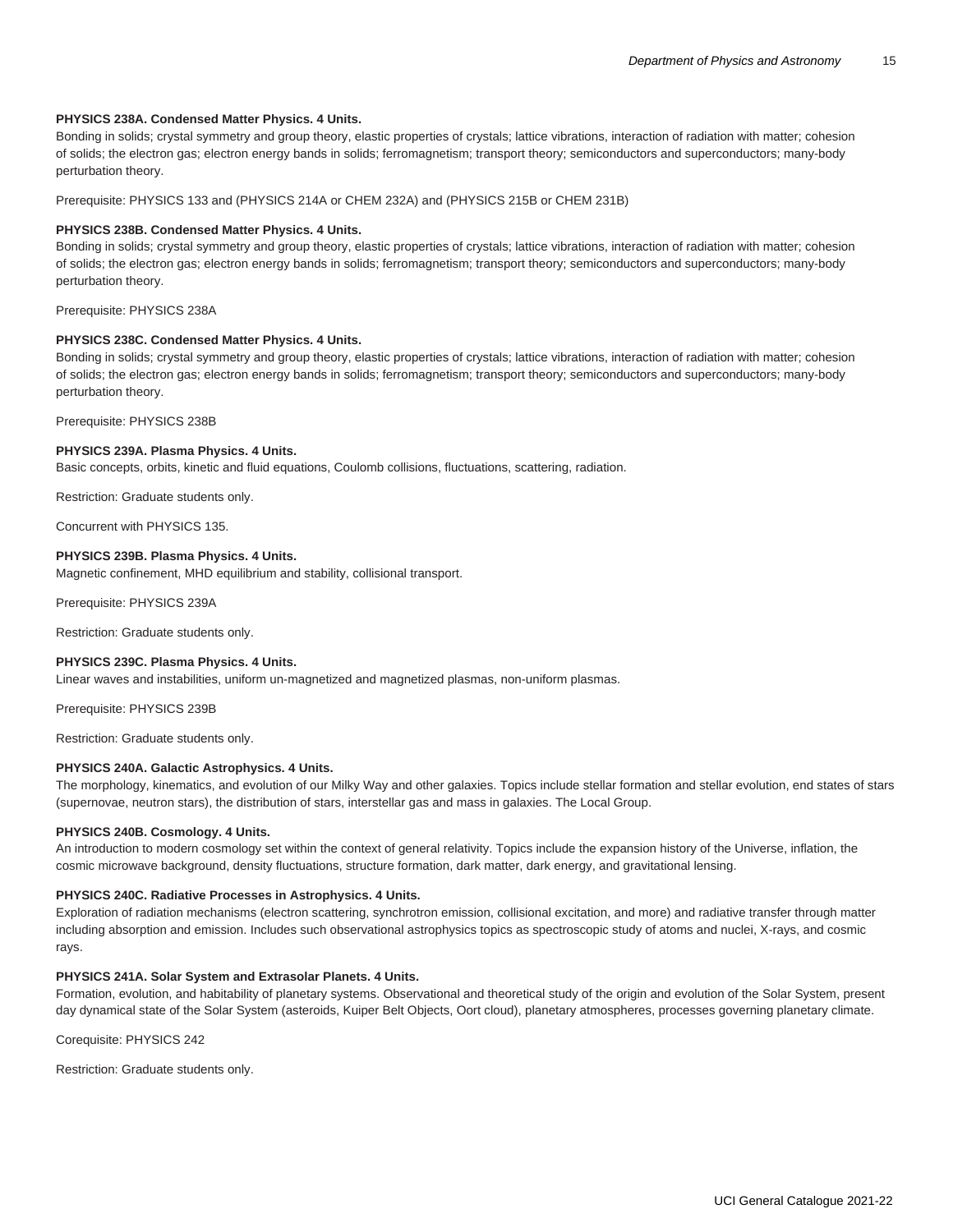**PHYSICS 238A. Condensed Matter Physics. 4 Units.**
Bonding in solids; crystal symmetry and group theory, elastic properties of crystals; lattice vibrations, interaction of radiation with matter; cohesion of solids; the electron gas; electron energy bands in solids; ferromagnetism; transport theory; semiconductors and superconductors; many-body perturbation theory.

Prerequisite: PHYSICS 133 and (PHYSICS 214A or CHEM 232A) and (PHYSICS 215B or CHEM 231B)

**PHYSICS 238B. Condensed Matter Physics. 4 Units.**
Bonding in solids; crystal symmetry and group theory, elastic properties of crystals; lattice vibrations, interaction of radiation with matter; cohesion of solids; the electron gas; electron energy bands in solids; ferromagnetism; transport theory; semiconductors and superconductors; many-body perturbation theory.

Prerequisite: PHYSICS 238A

**PHYSICS 238C. Condensed Matter Physics. 4 Units.**
Bonding in solids; crystal symmetry and group theory, elastic properties of crystals; lattice vibrations, interaction of radiation with matter; cohesion of solids; the electron gas; electron energy bands in solids; ferromagnetism; transport theory; semiconductors and superconductors; many-body perturbation theory.

Prerequisite: PHYSICS 238B

**PHYSICS 239A. Plasma Physics. 4 Units.**
Basic concepts, orbits, kinetic and fluid equations, Coulomb collisions, fluctuations, scattering, radiation.

Restriction: Graduate students only.

Concurrent with PHYSICS 135.

**PHYSICS 239B. Plasma Physics. 4 Units.**
Magnetic confinement, MHD equilibrium and stability, collisional transport.

Prerequisite: PHYSICS 239A

Restriction: Graduate students only.

**PHYSICS 239C. Plasma Physics. 4 Units.**
Linear waves and instabilities, uniform un-magnetized and magnetized plasmas, non-uniform plasmas.

Prerequisite: PHYSICS 239B

Restriction: Graduate students only.

**PHYSICS 240A. Galactic Astrophysics. 4 Units.**
The morphology, kinematics, and evolution of our Milky Way and other galaxies. Topics include stellar formation and stellar evolution, end states of stars (supernovae, neutron stars), the distribution of stars, interstellar gas and mass in galaxies. The Local Group.

**PHYSICS 240B. Cosmology. 4 Units.**
An introduction to modern cosmology set within the context of general relativity. Topics include the expansion history of the Universe, inflation, the cosmic microwave background, density fluctuations, structure formation, dark matter, dark energy, and gravitational lensing.

**PHYSICS 240C. Radiative Processes in Astrophysics. 4 Units.**
Exploration of radiation mechanisms (electron scattering, synchrotron emission, collisional excitation, and more) and radiative transfer through matter including absorption and emission. Includes such observational astrophysics topics as spectroscopic study of atoms and nuclei, X-rays, and cosmic rays.

**PHYSICS 241A. Solar System and Extrasolar Planets. 4 Units.**
Formation, evolution, and habitability of planetary systems. Observational and theoretical study of the origin and evolution of the Solar System, present day dynamical state of the Solar System (asteroids, Kuiper Belt Objects, Oort cloud), planetary atmospheres, processes governing planetary climate.

Corequisite: PHYSICS 242

Restriction: Graduate students only.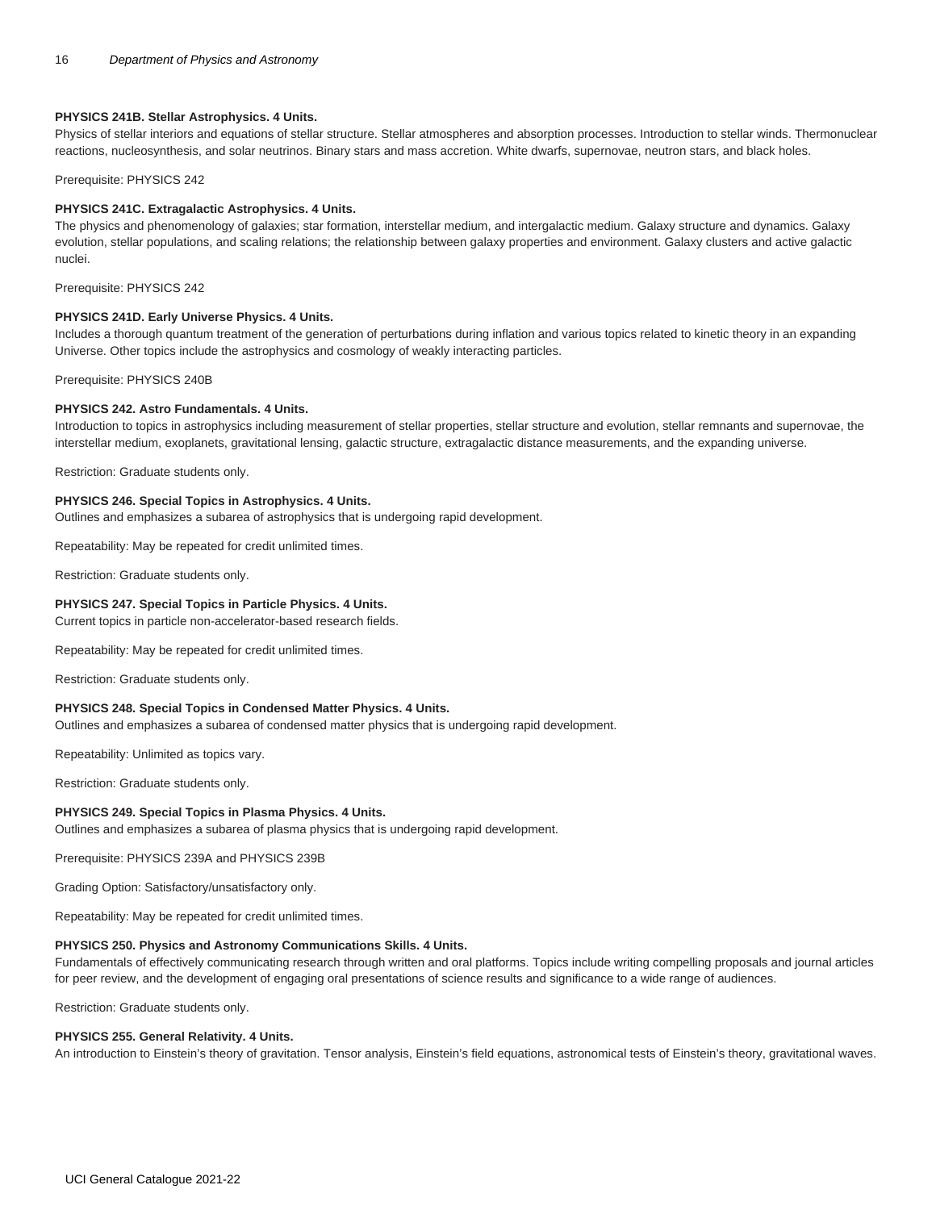**PHYSICS 241B. Stellar Astrophysics. 4 Units.**

Physics of stellar interiors and equations of stellar structure. Stellar atmospheres and absorption processes. Introduction to stellar winds. Thermonuclear reactions, nucleosynthesis, and solar neutrinos. Binary stars and mass accretion. White dwarfs, supernovae, neutron stars, and black holes.

Prerequisite: PHYSICS 242

**PHYSICS 241C. Extragalactic Astrophysics. 4 Units.**

The physics and phenomenology of galaxies; star formation, interstellar medium, and intergalactic medium. Galaxy structure and dynamics. Galaxy evolution, stellar populations, and scaling relations; the relationship between galaxy properties and environment. Galaxy clusters and active galactic nuclei.

Prerequisite: PHYSICS 242

**PHYSICS 241D. Early Universe Physics. 4 Units.**

Includes a thorough quantum treatment of the generation of perturbations during inflation and various topics related to kinetic theory in an expanding Universe. Other topics include the astrophysics and cosmology of weakly interacting particles.

Prerequisite: PHYSICS 240B

**PHYSICS 242. Astro Fundamentals. 4 Units.**

Introduction to topics in astrophysics including measurement of stellar properties, stellar structure and evolution, stellar remnants and supernovae, the interstellar medium, exoplanets, gravitational lensing, galactic structure, extragalactic distance measurements, and the expanding universe.

Restriction: Graduate students only.

**PHYSICS 246. Special Topics in Astrophysics. 4 Units.**

Outlines and emphasizes a subarea of astrophysics that is undergoing rapid development.

Repeatability: May be repeated for credit unlimited times.

Restriction: Graduate students only.

**PHYSICS 247. Special Topics in Particle Physics. 4 Units.**

Current topics in particle non-accelerator-based research fields.

Repeatability: May be repeated for credit unlimited times.

Restriction: Graduate students only.

**PHYSICS 248. Special Topics in Condensed Matter Physics. 4 Units.**

Outlines and emphasizes a subarea of condensed matter physics that is undergoing rapid development.

Repeatability: Unlimited as topics vary.

Restriction: Graduate students only.

**PHYSICS 249. Special Topics in Plasma Physics. 4 Units.**

Outlines and emphasizes a subarea of plasma physics that is undergoing rapid development.

Prerequisite: PHYSICS 239A and PHYSICS 239B

Grading Option: Satisfactory/unsatisfactory only.

Repeatability: May be repeated for credit unlimited times.

**PHYSICS 250. Physics and Astronomy Communications Skills. 4 Units.**

Fundamentals of effectively communicating research through written and oral platforms. Topics include writing compelling proposals and journal articles for peer review, and the development of engaging oral presentations of science results and significance to a wide range of audiences.

Restriction: Graduate students only.

**PHYSICS 255. General Relativity. 4 Units.**

An introduction to Einstein's theory of gravitation. Tensor analysis, Einstein's field equations, astronomical tests of Einstein's theory, gravitational waves.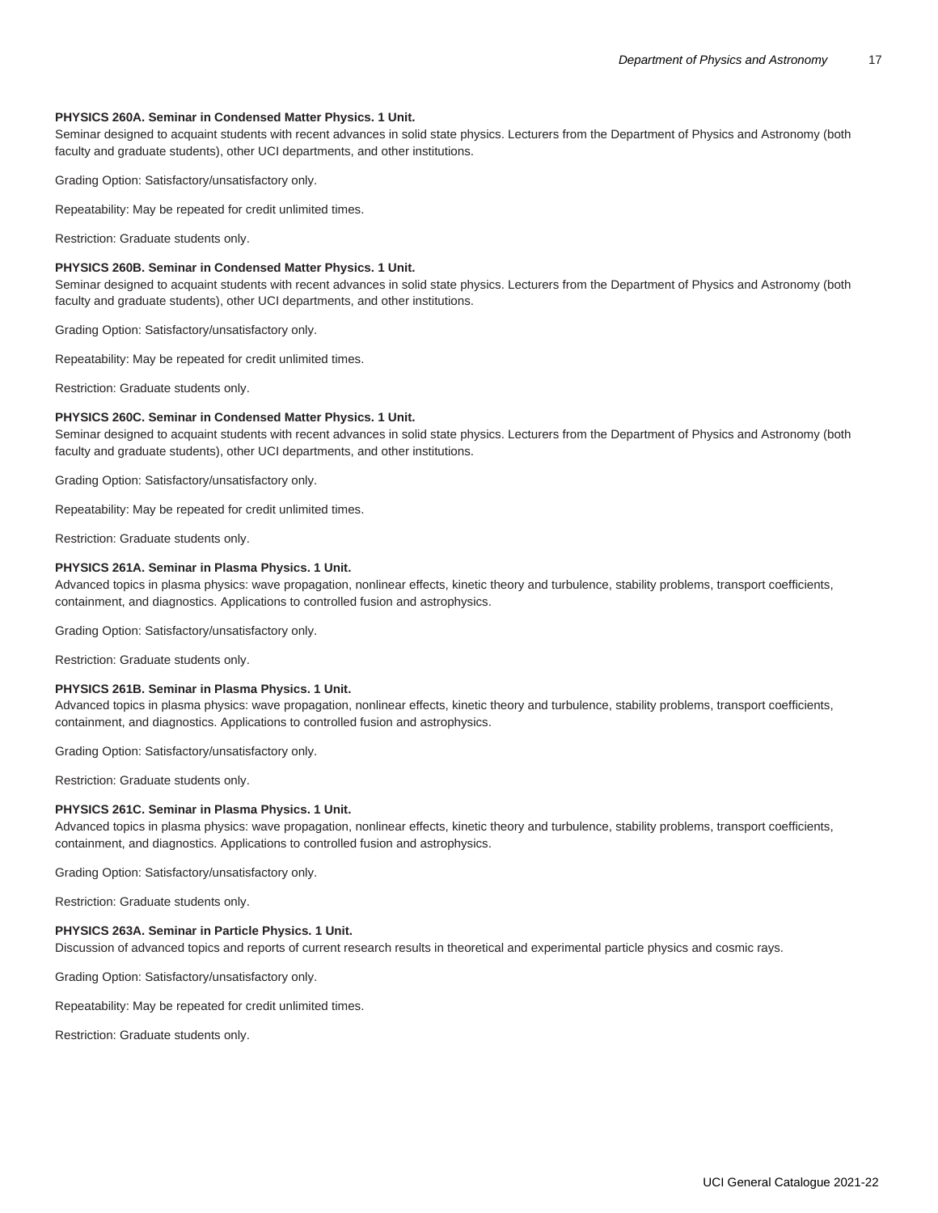**PHYSICS 260A. Seminar in Condensed Matter Physics. 1 Unit.**
Seminar designed to acquaint students with recent advances in solid state physics. Lecturers from the Department of Physics and Astronomy (both faculty and graduate students), other UCI departments, and other institutions.

Grading Option: Satisfactory/unsatisfactory only.

Repeatability: May be repeated for credit unlimited times.

Restriction: Graduate students only.

**PHYSICS 260B. Seminar in Condensed Matter Physics. 1 Unit.**
Seminar designed to acquaint students with recent advances in solid state physics. Lecturers from the Department of Physics and Astronomy (both faculty and graduate students), other UCI departments, and other institutions.

Grading Option: Satisfactory/unsatisfactory only.

Repeatability: May be repeated for credit unlimited times.

Restriction: Graduate students only.

**PHYSICS 260C. Seminar in Condensed Matter Physics. 1 Unit.**
Seminar designed to acquaint students with recent advances in solid state physics. Lecturers from the Department of Physics and Astronomy (both faculty and graduate students), other UCI departments, and other institutions.

Grading Option: Satisfactory/unsatisfactory only.

Repeatability: May be repeated for credit unlimited times.

Restriction: Graduate students only.

**PHYSICS 261A. Seminar in Plasma Physics. 1 Unit.**
Advanced topics in plasma physics: wave propagation, nonlinear effects, kinetic theory and turbulence, stability problems, transport coefficients, containment, and diagnostics. Applications to controlled fusion and astrophysics.

Grading Option: Satisfactory/unsatisfactory only.

Restriction: Graduate students only.

**PHYSICS 261B. Seminar in Plasma Physics. 1 Unit.**
Advanced topics in plasma physics: wave propagation, nonlinear effects, kinetic theory and turbulence, stability problems, transport coefficients, containment, and diagnostics. Applications to controlled fusion and astrophysics.

Grading Option: Satisfactory/unsatisfactory only.

Restriction: Graduate students only.

**PHYSICS 261C. Seminar in Plasma Physics. 1 Unit.**
Advanced topics in plasma physics: wave propagation, nonlinear effects, kinetic theory and turbulence, stability problems, transport coefficients, containment, and diagnostics. Applications to controlled fusion and astrophysics.

Grading Option: Satisfactory/unsatisfactory only.

Restriction: Graduate students only.

**PHYSICS 263A. Seminar in Particle Physics. 1 Unit.**
Discussion of advanced topics and reports of current research results in theoretical and experimental particle physics and cosmic rays.

Grading Option: Satisfactory/unsatisfactory only.

Repeatability: May be repeated for credit unlimited times.

Restriction: Graduate students only.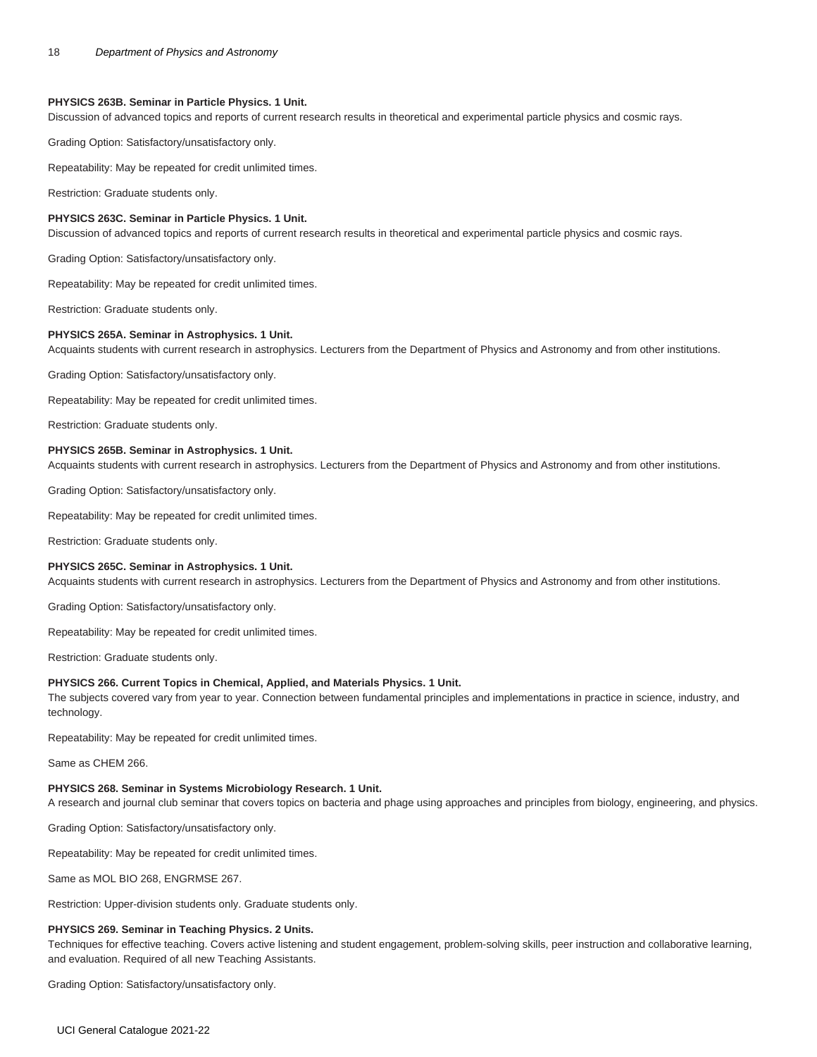**PHYSICS 263B. Seminar in Particle Physics. 1 Unit.**
Discussion of advanced topics and reports of current research results in theoretical and experimental particle physics and cosmic rays.

Grading Option: Satisfactory/unsatisfactory only.

Repeatability: May be repeated for credit unlimited times.

Restriction: Graduate students only.

**PHYSICS 263C. Seminar in Particle Physics. 1 Unit.**
Discussion of advanced topics and reports of current research results in theoretical and experimental particle physics and cosmic rays.

Grading Option: Satisfactory/unsatisfactory only.

Repeatability: May be repeated for credit unlimited times.

Restriction: Graduate students only.

**PHYSICS 265A. Seminar in Astrophysics. 1 Unit.**
Acquaints students with current research in astrophysics. Lecturers from the Department of Physics and Astronomy and from other institutions.

Grading Option: Satisfactory/unsatisfactory only.

Repeatability: May be repeated for credit unlimited times.

Restriction: Graduate students only.

**PHYSICS 265B. Seminar in Astrophysics. 1 Unit.**
Acquaints students with current research in astrophysics. Lecturers from the Department of Physics and Astronomy and from other institutions.

Grading Option: Satisfactory/unsatisfactory only.

Repeatability: May be repeated for credit unlimited times.

Restriction: Graduate students only.

**PHYSICS 265C. Seminar in Astrophysics. 1 Unit.**
Acquaints students with current research in astrophysics. Lecturers from the Department of Physics and Astronomy and from other institutions.

Grading Option: Satisfactory/unsatisfactory only.

Repeatability: May be repeated for credit unlimited times.

Restriction: Graduate students only.

**PHYSICS 266. Current Topics in Chemical, Applied, and Materials Physics. 1 Unit.**
The subjects covered vary from year to year. Connection between fundamental principles and implementations in practice in science, industry, and technology.

Repeatability: May be repeated for credit unlimited times.

Same as CHEM 266.

**PHYSICS 268. Seminar in Systems Microbiology Research. 1 Unit.**
A research and journal club seminar that covers topics on bacteria and phage using approaches and principles from biology, engineering, and physics.

Grading Option: Satisfactory/unsatisfactory only.

Repeatability: May be repeated for credit unlimited times.

Same as MOL BIO 268, ENGRMSE 267.

Restriction: Upper-division students only. Graduate students only.

**PHYSICS 269. Seminar in Teaching Physics. 2 Units.**
Techniques for effective teaching. Covers active listening and student engagement, problem-solving skills, peer instruction and collaborative learning, and evaluation. Required of all new Teaching Assistants.

Grading Option: Satisfactory/unsatisfactory only.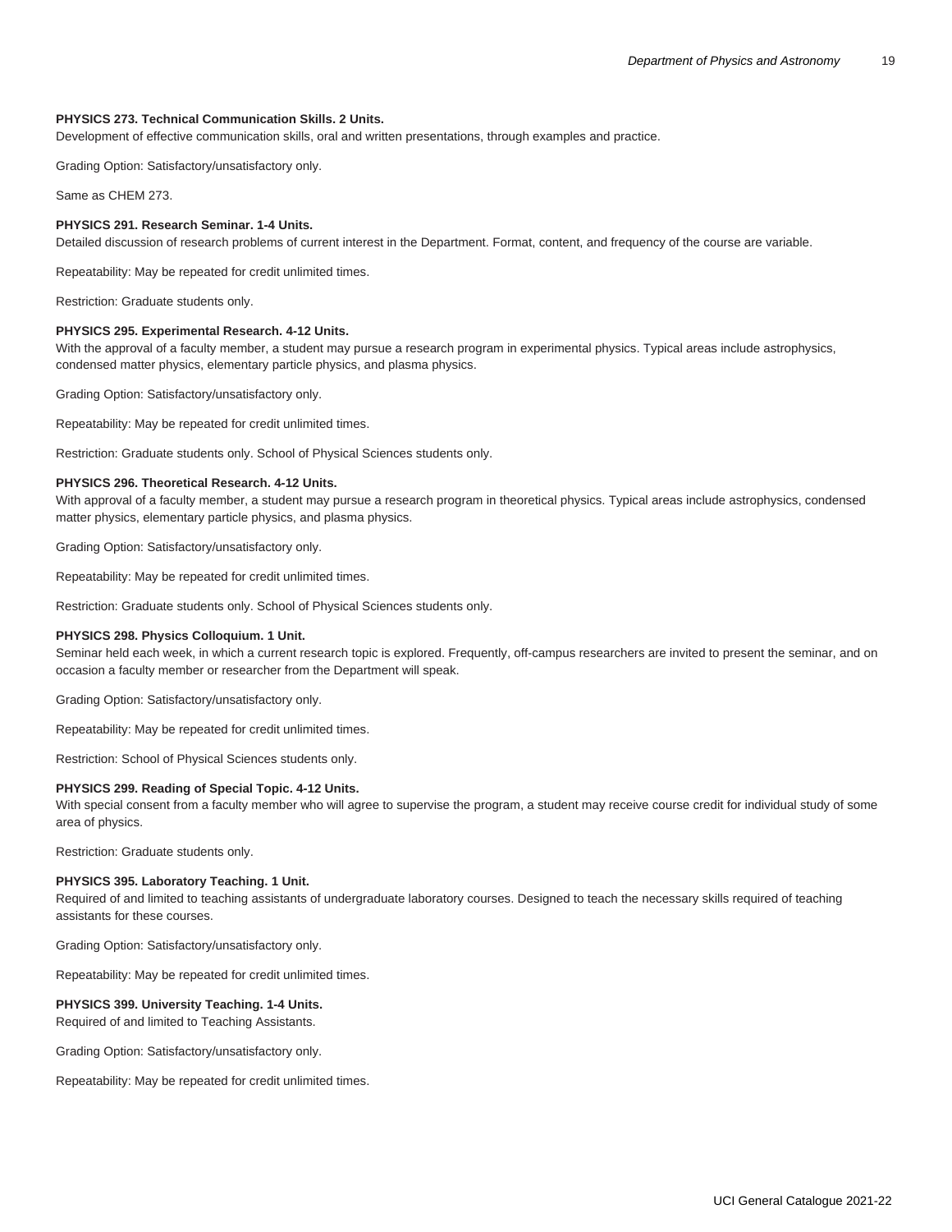**PHYSICS 273. Technical Communication Skills. 2 Units.**
Development of effective communication skills, oral and written presentations, through examples and practice.

Grading Option: Satisfactory/unsatisfactory only.

Same as CHEM 273.

**PHYSICS 291. Research Seminar. 1-4 Units.**
Detailed discussion of research problems of current interest in the Department. Format, content, and frequency of the course are variable.

Repeatability: May be repeated for credit unlimited times.

Restriction: Graduate students only.

**PHYSICS 295. Experimental Research. 4-12 Units.**
With the approval of a faculty member, a student may pursue a research program in experimental physics. Typical areas include astrophysics, condensed matter physics, elementary particle physics, and plasma physics.

Grading Option: Satisfactory/unsatisfactory only.

Repeatability: May be repeated for credit unlimited times.

Restriction: Graduate students only. School of Physical Sciences students only.

**PHYSICS 296. Theoretical Research. 4-12 Units.**
With approval of a faculty member, a student may pursue a research program in theoretical physics. Typical areas include astrophysics, condensed matter physics, elementary particle physics, and plasma physics.

Grading Option: Satisfactory/unsatisfactory only.

Repeatability: May be repeated for credit unlimited times.

Restriction: Graduate students only. School of Physical Sciences students only.

**PHYSICS 298. Physics Colloquium. 1 Unit.**
Seminar held each week, in which a current research topic is explored. Frequently, off-campus researchers are invited to present the seminar, and on occasion a faculty member or researcher from the Department will speak.

Grading Option: Satisfactory/unsatisfactory only.

Repeatability: May be repeated for credit unlimited times.

Restriction: School of Physical Sciences students only.

**PHYSICS 299. Reading of Special Topic. 4-12 Units.**
With special consent from a faculty member who will agree to supervise the program, a student may receive course credit for individual study of some area of physics.

Restriction: Graduate students only.

**PHYSICS 395. Laboratory Teaching. 1 Unit.**
Required of and limited to teaching assistants of undergraduate laboratory courses. Designed to teach the necessary skills required of teaching assistants for these courses.

Grading Option: Satisfactory/unsatisfactory only.

Repeatability: May be repeated for credit unlimited times.

**PHYSICS 399. University Teaching. 1-4 Units.**
Required of and limited to Teaching Assistants.

Grading Option: Satisfactory/unsatisfactory only.

Repeatability: May be repeated for credit unlimited times.